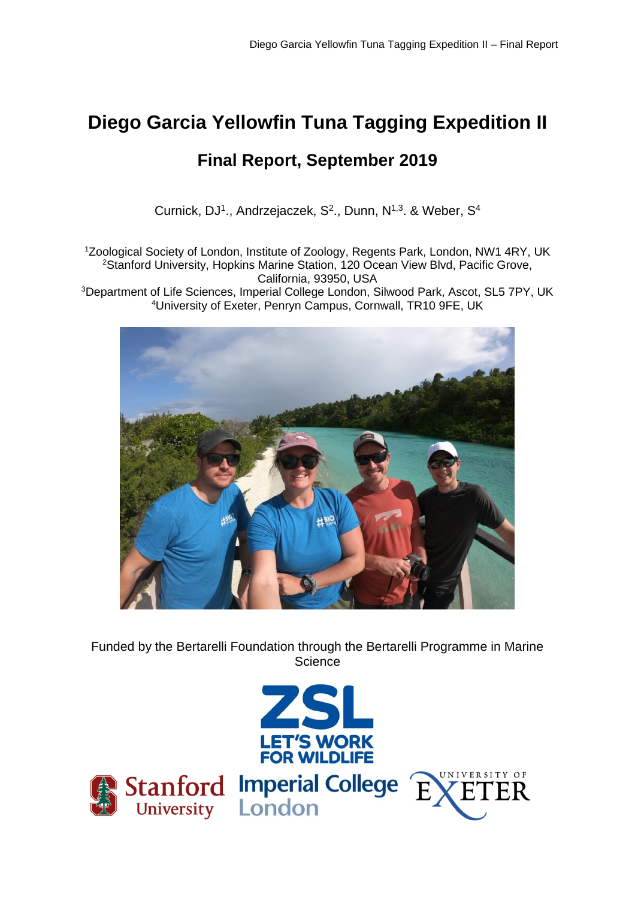# Diego Garcia Yellowfin Tuna Tagging Expedition II

## Final Report, September 2019

Curnick, DJ[1]., Andrzejaczek, S[2]., Dunn, N[1,3]. & Weber, S[4]

[1]Zoological Society of London, Institute of Zoology, Regents Park, London, NW1 4RY, UK
[2]Stanford University, Hopkins Marine Station, 120 Ocean View Blvd, Pacific Grove, California, 93950, USA
[3]Department of Life Sciences, Imperial College London, Silwood Park, Ascot, SL5 7PY, UK
[4]University of Exeter, Penryn Campus, Cornwall, TR10 9FE, UK

Funded by the Bertarelli Foundation through the Bertarelli Programme in Marine Science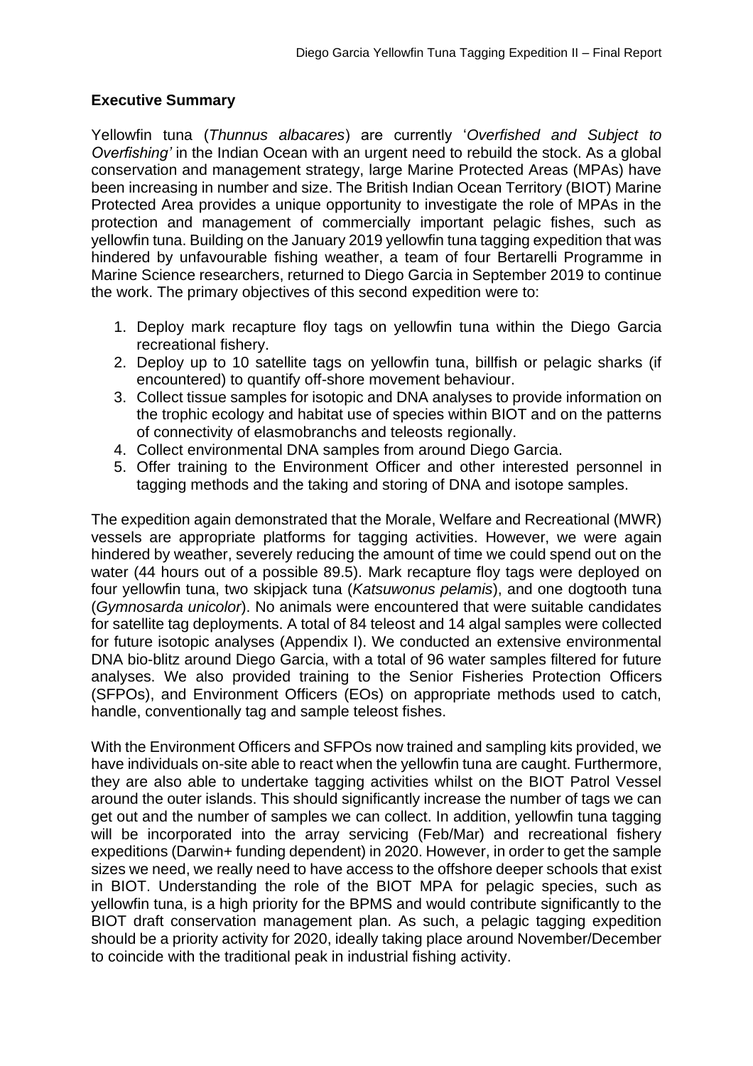## Executive Summary

Yellowfin tuna (*Thunnus albacares*) are currently '*Overfished and Subject to Overfishing'* in the Indian Ocean with an urgent need to rebuild the stock. As a global conservation and management strategy, large Marine Protected Areas (MPAs) have been increasing in number and size. The British Indian Ocean Territory (BIOT) Marine Protected Area provides a unique opportunity to investigate the role of MPAs in the protection and management of commercially important pelagic fishes, such as yellowfin tuna. Building on the January 2019 yellowfin tuna tagging expedition that was hindered by unfavourable fishing weather, a team of four Bertarelli Programme in Marine Science researchers, returned to Diego Garcia in September 2019 to continue the work. The primary objectives of this second expedition were to:

1. Deploy mark recapture floy tags on yellowfin tuna within the Diego Garcia recreational fishery.
2. Deploy up to 10 satellite tags on yellowfin tuna, billfish or pelagic sharks (if encountered) to quantify off-shore movement behaviour.
3. Collect tissue samples for isotopic and DNA analyses to provide information on the trophic ecology and habitat use of species within BIOT and on the patterns of connectivity of elasmobranchs and teleosts regionally.
4. Collect environmental DNA samples from around Diego Garcia.
5. Offer training to the Environment Officer and other interested personnel in tagging methods and the taking and storing of DNA and isotope samples.

The expedition again demonstrated that the Morale, Welfare and Recreational (MWR) vessels are appropriate platforms for tagging activities. However, we were again hindered by weather, severely reducing the amount of time we could spend out on the water (44 hours out of a possible 89.5). Mark recapture floy tags were deployed on four yellowfin tuna, two skipjack tuna (*Katsuwonus pelamis*), and one dogtooth tuna (*Gymnosarda unicolor*). No animals were encountered that were suitable candidates for satellite tag deployments. A total of 84 teleost and 14 algal samples were collected for future isotopic analyses (Appendix I). We conducted an extensive environmental DNA bio-blitz around Diego Garcia, with a total of 96 water samples filtered for future analyses. We also provided training to the Senior Fisheries Protection Officers (SFPOs), and Environment Officers (EOs) on appropriate methods used to catch, handle, conventionally tag and sample teleost fishes.

With the Environment Officers and SFPOs now trained and sampling kits provided, we have individuals on-site able to react when the yellowfin tuna are caught. Furthermore, they are also able to undertake tagging activities whilst on the BIOT Patrol Vessel around the outer islands. This should significantly increase the number of tags we can get out and the number of samples we can collect. In addition, yellowfin tuna tagging will be incorporated into the array servicing (Feb/Mar) and recreational fishery expeditions (Darwin+ funding dependent) in 2020. However, in order to get the sample sizes we need, we really need to have access to the offshore deeper schools that exist in BIOT. Understanding the role of the BIOT MPA for pelagic species, such as yellowfin tuna, is a high priority for the BPMS and would contribute significantly to the BIOT draft conservation management plan. As such, a pelagic tagging expedition should be a priority activity for 2020, ideally taking place around November/December to coincide with the traditional peak in industrial fishing activity.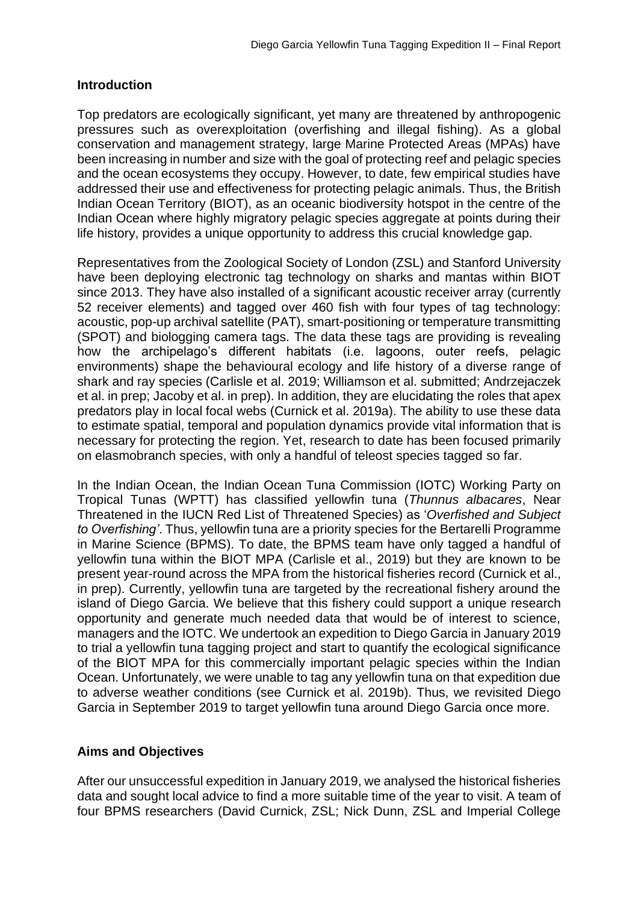## Introduction

Top predators are ecologically significant, yet many are threatened by anthropogenic pressures such as overexploitation (overfishing and illegal fishing). As a global conservation and management strategy, large Marine Protected Areas (MPAs) have been increasing in number and size with the goal of protecting reef and pelagic species and the ocean ecosystems they occupy. However, to date, few empirical studies have addressed their use and effectiveness for protecting pelagic animals. Thus, the British Indian Ocean Territory (BIOT), as an oceanic biodiversity hotspot in the centre of the Indian Ocean where highly migratory pelagic species aggregate at points during their life history, provides a unique opportunity to address this crucial knowledge gap.

Representatives from the Zoological Society of London (ZSL) and Stanford University have been deploying electronic tag technology on sharks and mantas within BIOT since 2013. They have also installed of a significant acoustic receiver array (currently 52 receiver elements) and tagged over 460 fish with four types of tag technology: acoustic, pop-up archival satellite (PAT), smart-positioning or temperature transmitting (SPOT) and biologging camera tags. The data these tags are providing is revealing how the archipelago's different habitats (i.e. lagoons, outer reefs, pelagic environments) shape the behavioural ecology and life history of a diverse range of shark and ray species (Carlisle et al. 2019; Williamson et al. submitted; Andrzejaczek et al. in prep; Jacoby et al. in prep). In addition, they are elucidating the roles that apex predators play in local focal webs (Curnick et al. 2019a). The ability to use these data to estimate spatial, temporal and population dynamics provide vital information that is necessary for protecting the region. Yet, research to date has been focused primarily on elasmobranch species, with only a handful of teleost species tagged so far.

In the Indian Ocean, the Indian Ocean Tuna Commission (IOTC) Working Party on Tropical Tunas (WPTT) has classified yellowfin tuna (*Thunnus albacares*, Near Threatened in the IUCN Red List of Threatened Species) as '*Overfished and Subject to Overfishing'*. Thus, yellowfin tuna are a priority species for the Bertarelli Programme in Marine Science (BPMS). To date, the BPMS team have only tagged a handful of yellowfin tuna within the BIOT MPA (Carlisle et al., 2019) but they are known to be present year-round across the MPA from the historical fisheries record (Curnick et al., in prep). Currently, yellowfin tuna are targeted by the recreational fishery around the island of Diego Garcia. We believe that this fishery could support a unique research opportunity and generate much needed data that would be of interest to science, managers and the IOTC. We undertook an expedition to Diego Garcia in January 2019 to trial a yellowfin tuna tagging project and start to quantify the ecological significance of the BIOT MPA for this commercially important pelagic species within the Indian Ocean. Unfortunately, we were unable to tag any yellowfin tuna on that expedition due to adverse weather conditions (see Curnick et al. 2019b). Thus, we revisited Diego Garcia in September 2019 to target yellowfin tuna around Diego Garcia once more.

## Aims and Objectives

After our unsuccessful expedition in January 2019, we analysed the historical fisheries data and sought local advice to find a more suitable time of the year to visit. A team of four BPMS researchers (David Curnick, ZSL; Nick Dunn, ZSL and Imperial College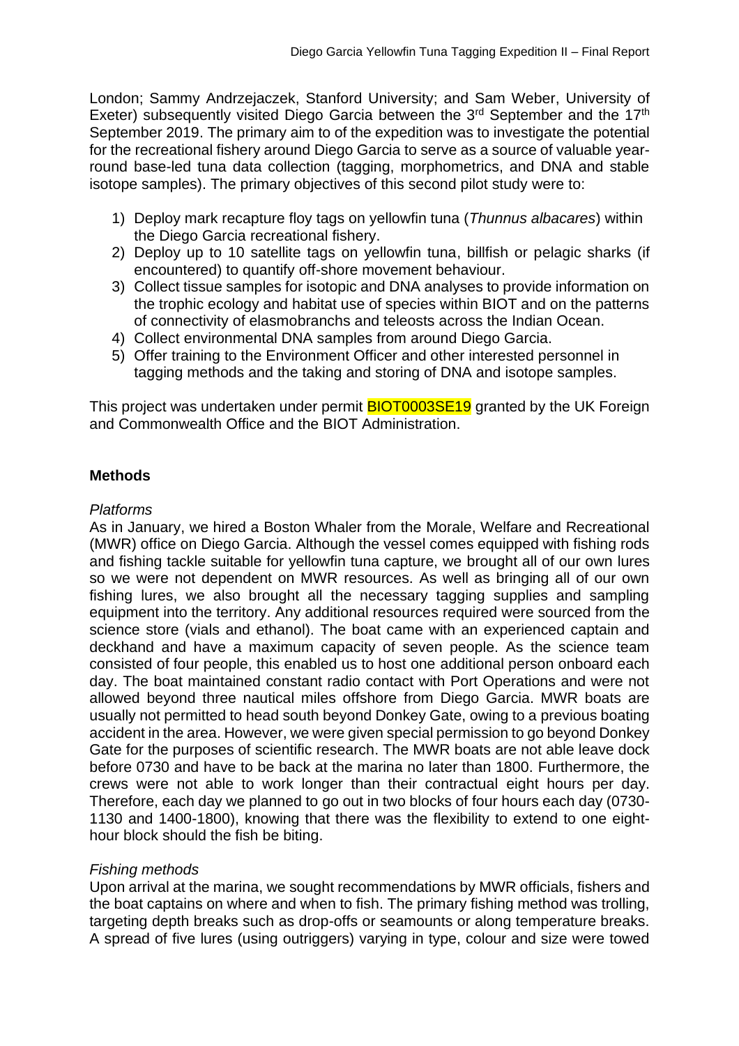London; Sammy Andrzejaczek, Stanford University; and Sam Weber, University of Exeter) subsequently visited Diego Garcia between the 3rd September and the 17th September 2019. The primary aim to of the expedition was to investigate the potential for the recreational fishery around Diego Garcia to serve as a source of valuable year-round base-led tuna data collection (tagging, morphometrics, and DNA and stable isotope samples). The primary objectives of this second pilot study were to:

1) Deploy mark recapture floy tags on yellowfin tuna (*Thunnus albacares*) within the Diego Garcia recreational fishery.
2) Deploy up to 10 satellite tags on yellowfin tuna, billfish or pelagic sharks (if encountered) to quantify off-shore movement behaviour.
3) Collect tissue samples for isotopic and DNA analyses to provide information on the trophic ecology and habitat use of species within BIOT and on the patterns of connectivity of elasmobranchs and teleosts across the Indian Ocean.
4) Collect environmental DNA samples from around Diego Garcia.
5) Offer training to the Environment Officer and other interested personnel in tagging methods and the taking and storing of DNA and isotope samples.

This project was undertaken under permit BIOT0003SE19 granted by the UK Foreign and Commonwealth Office and the BIOT Administration.

## Methods

*Platforms*

As in January, we hired a Boston Whaler from the Morale, Welfare and Recreational (MWR) office on Diego Garcia. Although the vessel comes equipped with fishing rods and fishing tackle suitable for yellowfin tuna capture, we brought all of our own lures so we were not dependent on MWR resources. As well as bringing all of our own fishing lures, we also brought all the necessary tagging supplies and sampling equipment into the territory. Any additional resources required were sourced from the science store (vials and ethanol). The boat came with an experienced captain and deckhand and have a maximum capacity of seven people. As the science team consisted of four people, this enabled us to host one additional person onboard each day. The boat maintained constant radio contact with Port Operations and were not allowed beyond three nautical miles offshore from Diego Garcia. MWR boats are usually not permitted to head south beyond Donkey Gate, owing to a previous boating accident in the area. However, we were given special permission to go beyond Donkey Gate for the purposes of scientific research. The MWR boats are not able leave dock before 0730 and have to be back at the marina no later than 1800. Furthermore, the crews were not able to work longer than their contractual eight hours per day. Therefore, each day we planned to go out in two blocks of four hours each day (0730-1130 and 1400-1800), knowing that there was the flexibility to extend to one eight-hour block should the fish be biting.

*Fishing methods*

Upon arrival at the marina, we sought recommendations by MWR officials, fishers and the boat captains on where and when to fish. The primary fishing method was trolling, targeting depth breaks such as drop-offs or seamounts or along temperature breaks. A spread of five lures (using outriggers) varying in type, colour and size were towed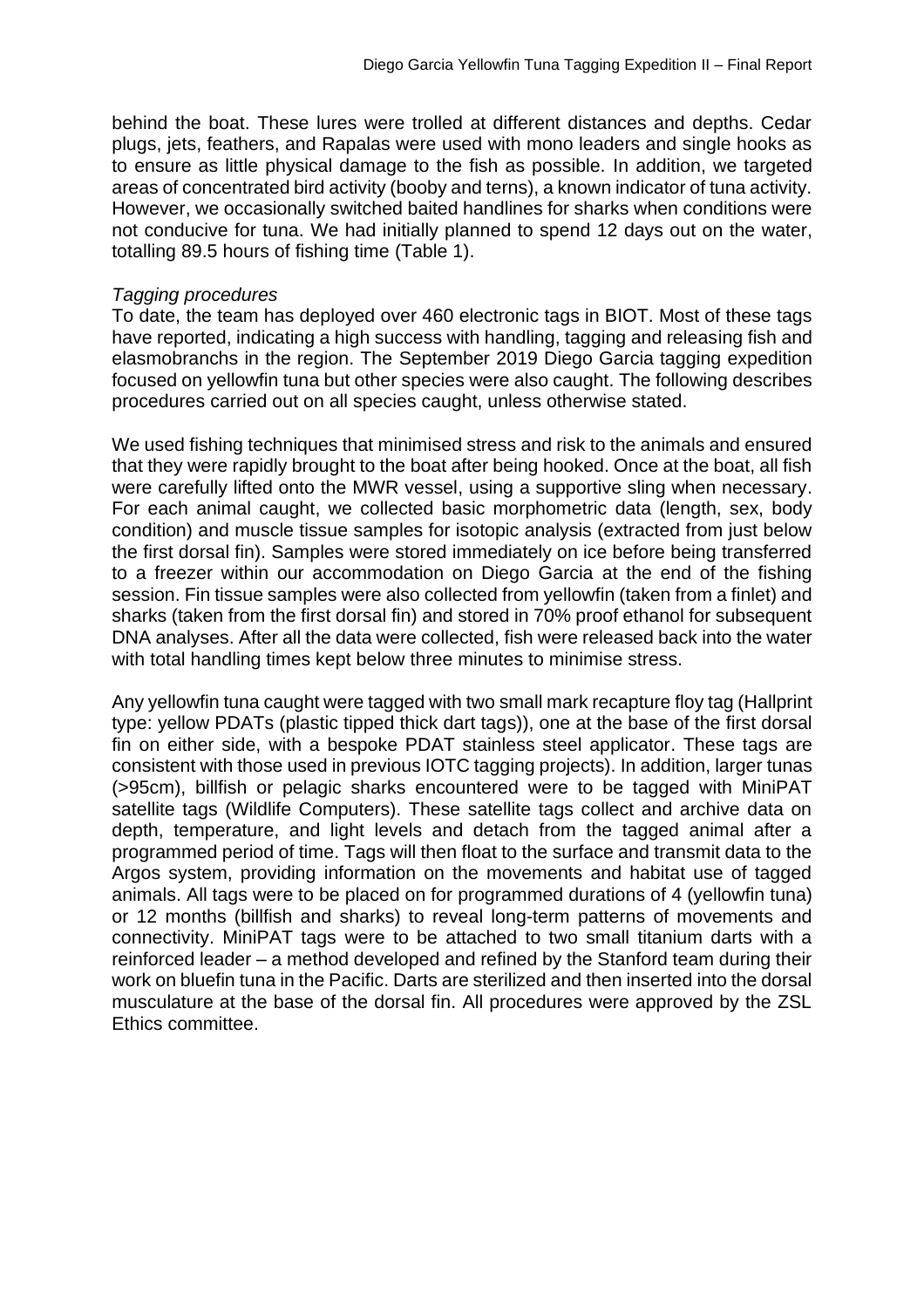behind the boat. These lures were trolled at different distances and depths. Cedar plugs, jets, feathers, and Rapalas were used with mono leaders and single hooks as to ensure as little physical damage to the fish as possible. In addition, we targeted areas of concentrated bird activity (booby and terns), a known indicator of tuna activity. However, we occasionally switched baited handlines for sharks when conditions were not conducive for tuna. We had initially planned to spend 12 days out on the water, totalling 89.5 hours of fishing time (Table 1).

*Tagging procedures*

To date, the team has deployed over 460 electronic tags in BIOT. Most of these tags have reported, indicating a high success with handling, tagging and releasing fish and elasmobranchs in the region. The September 2019 Diego Garcia tagging expedition focused on yellowfin tuna but other species were also caught. The following describes procedures carried out on all species caught, unless otherwise stated.

We used fishing techniques that minimised stress and risk to the animals and ensured that they were rapidly brought to the boat after being hooked. Once at the boat, all fish were carefully lifted onto the MWR vessel, using a supportive sling when necessary. For each animal caught, we collected basic morphometric data (length, sex, body condition) and muscle tissue samples for isotopic analysis (extracted from just below the first dorsal fin). Samples were stored immediately on ice before being transferred to a freezer within our accommodation on Diego Garcia at the end of the fishing session. Fin tissue samples were also collected from yellowfin (taken from a finlet) and sharks (taken from the first dorsal fin) and stored in 70% proof ethanol for subsequent DNA analyses. After all the data were collected, fish were released back into the water with total handling times kept below three minutes to minimise stress.

Any yellowfin tuna caught were tagged with two small mark recapture floy tag (Hallprint type: yellow PDATs (plastic tipped thick dart tags)), one at the base of the first dorsal fin on either side, with a bespoke PDAT stainless steel applicator. These tags are consistent with those used in previous IOTC tagging projects). In addition, larger tunas (>95cm), billfish or pelagic sharks encountered were to be tagged with MiniPAT satellite tags (Wildlife Computers). These satellite tags collect and archive data on depth, temperature, and light levels and detach from the tagged animal after a programmed period of time. Tags will then float to the surface and transmit data to the Argos system, providing information on the movements and habitat use of tagged animals. All tags were to be placed on for programmed durations of 4 (yellowfin tuna) or 12 months (billfish and sharks) to reveal long-term patterns of movements and connectivity. MiniPAT tags were to be attached to two small titanium darts with a reinforced leader – a method developed and refined by the Stanford team during their work on bluefin tuna in the Pacific. Darts are sterilized and then inserted into the dorsal musculature at the base of the dorsal fin. All procedures were approved by the ZSL Ethics committee.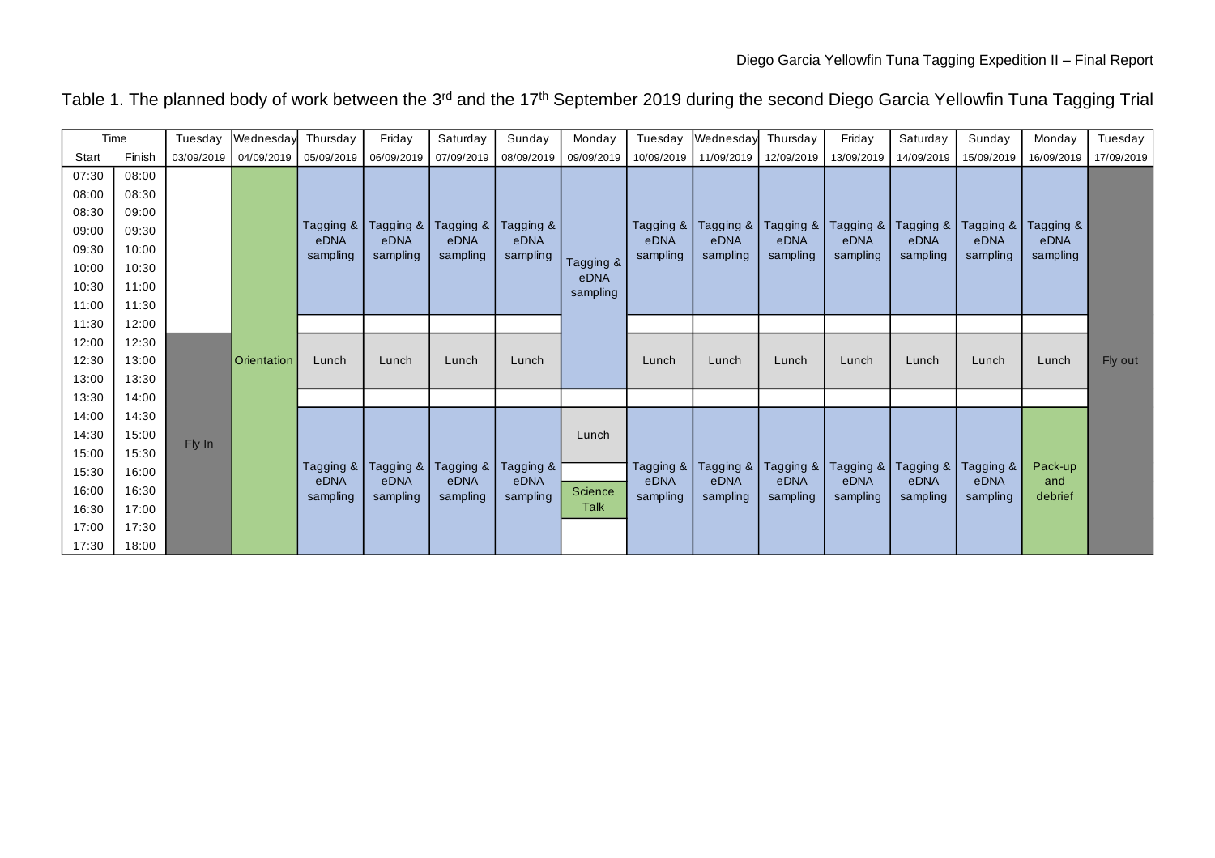Table 1. The planned body of work between the 3rd and the 17th September 2019 during the second Diego Garcia Yellowfin Tuna Tagging Trial

| Time | | Tuesday | Wednesday | Thursday | Friday | Saturday | Sunday | Monday | Tuesday | Wednesday | Thursday | Friday | Saturday | Sunday | Monday | Tuesday |
|---|---|---|---|---|---|---|---|---|---|---|---|---|---|---|---|---|
| Start | Finish | 03/09/2019 | 04/09/2019 | 05/09/2019 | 06/09/2019 | 07/09/2019 | 08/09/2019 | 09/09/2019 | 10/09/2019 | 11/09/2019 | 12/09/2019 | 13/09/2019 | 14/09/2019 | 15/09/2019 | 16/09/2019 | 17/09/2019 |
| 07:30 | 08:00 | | Orientation | | | | | Tagging & eDNA sampling | | | | | | | | Fly out |
| 08:00 | 08:30 | | Orientation | Tagging & eDNA sampling | Tagging & eDNA sampling | Tagging & eDNA sampling | Tagging & eDNA sampling | Tagging & eDNA sampling | Tagging & eDNA sampling | Tagging & eDNA sampling | Tagging & eDNA sampling | Tagging & eDNA sampling | Tagging & eDNA sampling | Tagging & eDNA sampling | Tagging & eDNA sampling | Fly out |
| 08:30 | 09:00 | | Orientation | Tagging & eDNA sampling | Tagging & eDNA sampling | Tagging & eDNA sampling | Tagging & eDNA sampling | Tagging & eDNA sampling | Tagging & eDNA sampling | Tagging & eDNA sampling | Tagging & eDNA sampling | Tagging & eDNA sampling | Tagging & eDNA sampling | Tagging & eDNA sampling | Tagging & eDNA sampling | Fly out |
| 09:00 | 09:30 | | Orientation | Tagging & eDNA sampling | Tagging & eDNA sampling | Tagging & eDNA sampling | Tagging & eDNA sampling | Tagging & eDNA sampling | Tagging & eDNA sampling | Tagging & eDNA sampling | Tagging & eDNA sampling | Tagging & eDNA sampling | Tagging & eDNA sampling | Tagging & eDNA sampling | Tagging & eDNA sampling | Fly out |
| 09:30 | 10:00 | | Orientation | Tagging & eDNA sampling | Tagging & eDNA sampling | Tagging & eDNA sampling | Tagging & eDNA sampling | Tagging & eDNA sampling | Tagging & eDNA sampling | Tagging & eDNA sampling | Tagging & eDNA sampling | Tagging & eDNA sampling | Tagging & eDNA sampling | Tagging & eDNA sampling | Tagging & eDNA sampling | Fly out |
| 10:00 | 10:30 | | Orientation | Tagging & eDNA sampling | Tagging & eDNA sampling | Tagging & eDNA sampling | Tagging & eDNA sampling | Tagging & eDNA sampling | Tagging & eDNA sampling | Tagging & eDNA sampling | Tagging & eDNA sampling | Tagging & eDNA sampling | Tagging & eDNA sampling | Tagging & eDNA sampling | Tagging & eDNA sampling | Fly out |
| 10:30 | 11:00 | | Orientation | Tagging & eDNA sampling | Tagging & eDNA sampling | Tagging & eDNA sampling | Tagging & eDNA sampling | Tagging & eDNA sampling | Tagging & eDNA sampling | Tagging & eDNA sampling | Tagging & eDNA sampling | Tagging & eDNA sampling | Tagging & eDNA sampling | Tagging & eDNA sampling | Tagging & eDNA sampling | Fly out |
| 11:00 | 11:30 | | Orientation | Tagging & eDNA sampling | Tagging & eDNA sampling | Tagging & eDNA sampling | Tagging & eDNA sampling | Tagging & eDNA sampling | Tagging & eDNA sampling | Tagging & eDNA sampling | Tagging & eDNA sampling | Tagging & eDNA sampling | Tagging & eDNA sampling | Tagging & eDNA sampling | Tagging & eDNA sampling | Fly out |
| 11:30 | 12:00 | | Orientation | | | | | Tagging & eDNA sampling | | | | | | | | Fly out |
| 12:00 | 12:30 | Fly In | Orientation | Lunch | Lunch | Lunch | Lunch | Tagging & eDNA sampling | Lunch | Lunch | Lunch | Lunch | Lunch | Lunch | Lunch | Fly out |
| 12:30 | 13:00 | Fly In | Orientation | Lunch | Lunch | Lunch | Lunch | Tagging & eDNA sampling | Lunch | Lunch | Lunch | Lunch | Lunch | Lunch | Lunch | Fly out |
| 13:00 | 13:30 | Fly In | Orientation | Lunch | Lunch | Lunch | Lunch | Tagging & eDNA sampling | Lunch | Lunch | Lunch | Lunch | Lunch | Lunch | Lunch | Fly out |
| 13:30 | 14:00 | Fly In | Orientation | | | | | | | | | | | | | Fly out |
| 14:00 | 14:30 | Fly In | Orientation | Tagging & eDNA sampling | Tagging & eDNA sampling | Tagging & eDNA sampling | Tagging & eDNA sampling | Lunch | Tagging & eDNA sampling | Tagging & eDNA sampling | Tagging & eDNA sampling | Tagging & eDNA sampling | Tagging & eDNA sampling | Tagging & eDNA sampling | Pack-up and debrief | Fly out |
| 14:30 | 15:00 | Fly In | Orientation | Tagging & eDNA sampling | Tagging & eDNA sampling | Tagging & eDNA sampling | Tagging & eDNA sampling | Lunch | Tagging & eDNA sampling | Tagging & eDNA sampling | Tagging & eDNA sampling | Tagging & eDNA sampling | Tagging & eDNA sampling | Tagging & eDNA sampling | Pack-up and debrief | Fly out |
| 15:00 | 15:30 | Fly In | Orientation | Tagging & eDNA sampling | Tagging & eDNA sampling | Tagging & eDNA sampling | Tagging & eDNA sampling | Lunch | Tagging & eDNA sampling | Tagging & eDNA sampling | Tagging & eDNA sampling | Tagging & eDNA sampling | Tagging & eDNA sampling | Tagging & eDNA sampling | Pack-up and debrief | Fly out |
| 15:30 | 16:00 | Fly In | Orientation | Tagging & eDNA sampling | Tagging & eDNA sampling | Tagging & eDNA sampling | Tagging & eDNA sampling | | Tagging & eDNA sampling | Tagging & eDNA sampling | Tagging & eDNA sampling | Tagging & eDNA sampling | Tagging & eDNA sampling | Tagging & eDNA sampling | Pack-up and debrief | Fly out |
| 16:00 | 16:30 | Fly In | Orientation | Tagging & eDNA sampling | Tagging & eDNA sampling | Tagging & eDNA sampling | Tagging & eDNA sampling | Science Talk | Tagging & eDNA sampling | Tagging & eDNA sampling | Tagging & eDNA sampling | Tagging & eDNA sampling | Tagging & eDNA sampling | Tagging & eDNA sampling | Pack-up and debrief | Fly out |
| 16:30 | 17:00 | Fly In | Orientation | Tagging & eDNA sampling | Tagging & eDNA sampling | Tagging & eDNA sampling | Tagging & eDNA sampling | Science Talk | Tagging & eDNA sampling | Tagging & eDNA sampling | Tagging & eDNA sampling | Tagging & eDNA sampling | Tagging & eDNA sampling | Tagging & eDNA sampling | Pack-up and debrief | Fly out |
| 17:00 | 17:30 | Fly In | Orientation | Tagging & eDNA sampling | Tagging & eDNA sampling | Tagging & eDNA sampling | Tagging & eDNA sampling | | Tagging & eDNA sampling | Tagging & eDNA sampling | Tagging & eDNA sampling | Tagging & eDNA sampling | Tagging & eDNA sampling | Tagging & eDNA sampling | Pack-up and debrief | Fly out |
| 17:30 | 18:00 | Fly In | Orientation | Tagging & eDNA sampling | Tagging & eDNA sampling | Tagging & eDNA sampling | Tagging & eDNA sampling | | Tagging & eDNA sampling | Tagging & eDNA sampling | Tagging & eDNA sampling | Tagging & eDNA sampling | Tagging & eDNA sampling | Tagging & eDNA sampling | Pack-up and debrief | Fly out |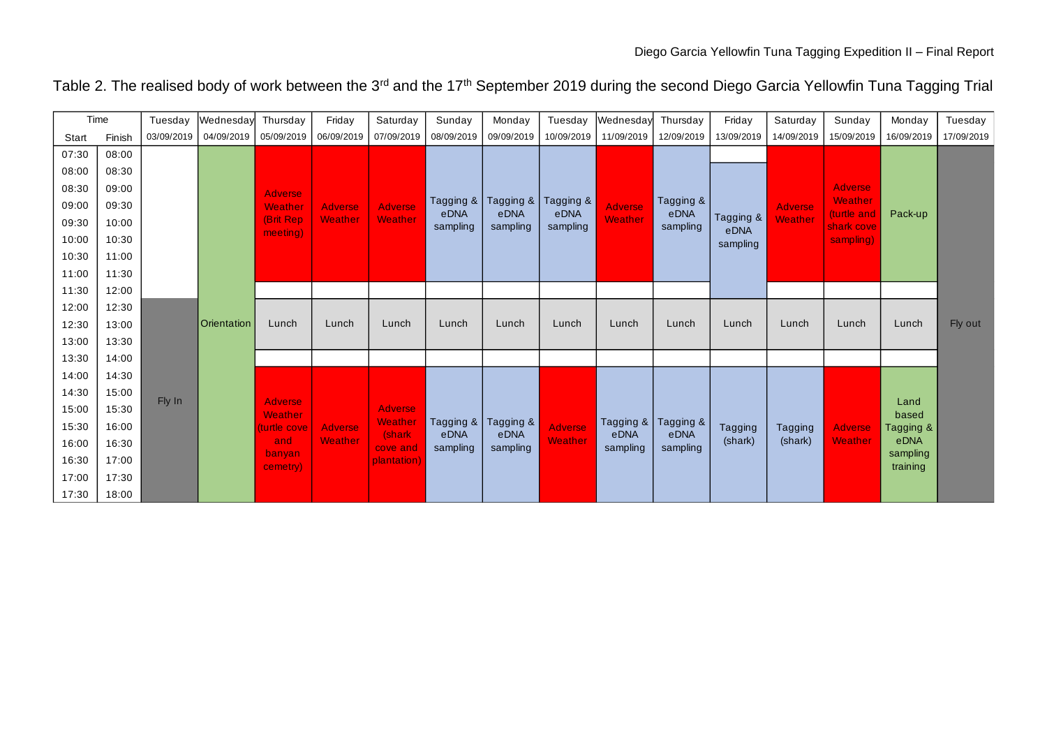Table 2. The realised body of work between the 3[rd] and the 17[th] September 2019 during the second Diego Garcia Yellowfin Tuna Tagging Trial

| Time | | Tuesday | Wednesday | Thursday | Friday | Saturday | Sunday | Monday | Tuesday | Wednesday | Thursday | Friday | Saturday | Sunday | Monday | Tuesday |
|---|---|---|---|---|---|---|---|---|---|---|---|---|---|---|---|---|
| Start | Finish | 03/09/2019 | 04/09/2019 | 05/09/2019 | 06/09/2019 | 07/09/2019 | 08/09/2019 | 09/09/2019 | 10/09/2019 | 11/09/2019 | 12/09/2019 | 13/09/2019 | 14/09/2019 | 15/09/2019 | 16/09/2019 | 17/09/2019 |
| 07:30 | 08:00 | | Orientation | Adverse Weather (Brit Rep meeting) | Adverse Weather | Adverse Weather | Tagging & eDNA sampling | Tagging & eDNA sampling | Tagging & eDNA sampling | Adverse Weather | Tagging & eDNA sampling | | Adverse Weather | Adverse Weather (turtle and shark cove sampling) | Pack-up | Fly out |
| 08:00 | 08:30 | | Orientation | Adverse Weather (Brit Rep meeting) | Adverse Weather | Adverse Weather | Tagging & eDNA sampling | Tagging & eDNA sampling | Tagging & eDNA sampling | Adverse Weather | Tagging & eDNA sampling | Tagging & eDNA sampling | Adverse Weather | Adverse Weather (turtle and shark cove sampling) | Pack-up | Fly out |
| 08:30 | 09:00 | | Orientation | Adverse Weather (Brit Rep meeting) | Adverse Weather | Adverse Weather | Tagging & eDNA sampling | Tagging & eDNA sampling | Tagging & eDNA sampling | Adverse Weather | Tagging & eDNA sampling | Tagging & eDNA sampling | Adverse Weather | Adverse Weather (turtle and shark cove sampling) | Pack-up | Fly out |
| 09:00 | 09:30 | | Orientation | Adverse Weather (Brit Rep meeting) | Adverse Weather | Adverse Weather | Tagging & eDNA sampling | Tagging & eDNA sampling | Tagging & eDNA sampling | Adverse Weather | Tagging & eDNA sampling | Tagging & eDNA sampling | Adverse Weather | Adverse Weather (turtle and shark cove sampling) | Pack-up | Fly out |
| 09:30 | 10:00 | | Orientation | Adverse Weather (Brit Rep meeting) | Adverse Weather | Adverse Weather | Tagging & eDNA sampling | Tagging & eDNA sampling | Tagging & eDNA sampling | Adverse Weather | Tagging & eDNA sampling | Tagging & eDNA sampling | Adverse Weather | Adverse Weather (turtle and shark cove sampling) | Pack-up | Fly out |
| 10:00 | 10:30 | | Orientation | Adverse Weather (Brit Rep meeting) | Adverse Weather | Adverse Weather | Tagging & eDNA sampling | Tagging & eDNA sampling | Tagging & eDNA sampling | Adverse Weather | Tagging & eDNA sampling | Tagging & eDNA sampling | Adverse Weather | Adverse Weather (turtle and shark cove sampling) | Pack-up | Fly out |
| 10:30 | 11:00 | | Orientation | Adverse Weather (Brit Rep meeting) | Adverse Weather | Adverse Weather | Tagging & eDNA sampling | Tagging & eDNA sampling | Tagging & eDNA sampling | Adverse Weather | Tagging & eDNA sampling | Tagging & eDNA sampling | Adverse Weather | Adverse Weather (turtle and shark cove sampling) | Pack-up | Fly out |
| 11:00 | 11:30 | | Orientation | Adverse Weather (Brit Rep meeting) | Adverse Weather | Adverse Weather | Tagging & eDNA sampling | Tagging & eDNA sampling | Tagging & eDNA sampling | Adverse Weather | Tagging & eDNA sampling | Tagging & eDNA sampling | Adverse Weather | Adverse Weather (turtle and shark cove sampling) | Pack-up | Fly out |
| 11:30 | 12:00 | | Orientation | | | | | | | | | Tagging & eDNA sampling | | | | Fly out |
| 12:00 | 12:30 | Fly In | Orientation | Lunch | Lunch | Lunch | Lunch | Lunch | Lunch | Lunch | Lunch | Lunch | Lunch | Lunch | Lunch | Fly out |
| 12:30 | 13:00 | Fly In | Orientation | Lunch | Lunch | Lunch | Lunch | Lunch | Lunch | Lunch | Lunch | Lunch | Lunch | Lunch | Lunch | Fly out |
| 13:00 | 13:30 | Fly In | Orientation | Lunch | Lunch | Lunch | Lunch | Lunch | Lunch | Lunch | Lunch | Lunch | Lunch | Lunch | Lunch | Fly out |
| 13:30 | 14:00 | Fly In | Orientation | | | | | | | | | | | | | Fly out |
| 14:00 | 14:30 | Fly In | Orientation | Adverse Weather (turtle cove and banyan cemetry) | Adverse Weather | Adverse Weather (shark cove and plantation) | Tagging & eDNA sampling | Tagging & eDNA sampling | Adverse Weather | Tagging & eDNA sampling | Tagging & eDNA sampling | Tagging (shark) | Tagging (shark) | Adverse Weather | Land based Tagging & eDNA sampling training | Fly out |
| 14:30 | 15:00 | Fly In | Orientation | Adverse Weather (turtle cove and banyan cemetry) | Adverse Weather | Adverse Weather (shark cove and plantation) | Tagging & eDNA sampling | Tagging & eDNA sampling | Adverse Weather | Tagging & eDNA sampling | Tagging & eDNA sampling | Tagging (shark) | Tagging (shark) | Adverse Weather | Land based Tagging & eDNA sampling training | Fly out |
| 15:00 | 15:30 | Fly In | Orientation | Adverse Weather (turtle cove and banyan cemetry) | Adverse Weather | Adverse Weather (shark cove and plantation) | Tagging & eDNA sampling | Tagging & eDNA sampling | Adverse Weather | Tagging & eDNA sampling | Tagging & eDNA sampling | Tagging (shark) | Tagging (shark) | Adverse Weather | Land based Tagging & eDNA sampling training | Fly out |
| 15:30 | 16:00 | Fly In | Orientation | Adverse Weather (turtle cove and banyan cemetry) | Adverse Weather | Adverse Weather (shark cove and plantation) | Tagging & eDNA sampling | Tagging & eDNA sampling | Adverse Weather | Tagging & eDNA sampling | Tagging & eDNA sampling | Tagging (shark) | Tagging (shark) | Adverse Weather | Land based Tagging & eDNA sampling training | Fly out |
| 16:00 | 16:30 | Fly In | Orientation | Adverse Weather (turtle cove and banyan cemetry) | Adverse Weather | Adverse Weather (shark cove and plantation) | Tagging & eDNA sampling | Tagging & eDNA sampling | Adverse Weather | Tagging & eDNA sampling | Tagging & eDNA sampling | Tagging (shark) | Tagging (shark) | Adverse Weather | Land based Tagging & eDNA sampling training | Fly out |
| 16:30 | 17:00 | Fly In | Orientation | Adverse Weather (turtle cove and banyan cemetry) | Adverse Weather | Adverse Weather (shark cove and plantation) | Tagging & eDNA sampling | Tagging & eDNA sampling | Adverse Weather | Tagging & eDNA sampling | Tagging & eDNA sampling | Tagging (shark) | Tagging (shark) | Adverse Weather | Land based Tagging & eDNA sampling training | Fly out |
| 17:00 | 17:30 | Fly In | Orientation | Adverse Weather (turtle cove and banyan cemetry) | Adverse Weather | Adverse Weather (shark cove and plantation) | Tagging & eDNA sampling | Tagging & eDNA sampling | Adverse Weather | Tagging & eDNA sampling | Tagging & eDNA sampling | Tagging (shark) | Tagging (shark) | Adverse Weather | Land based Tagging & eDNA sampling training | Fly out |
| 17:30 | 18:00 | Fly In | Orientation | Adverse Weather (turtle cove and banyan cemetry) | Adverse Weather | Adverse Weather (shark cove and plantation) | Tagging & eDNA sampling | Tagging & eDNA sampling | Adverse Weather | Tagging & eDNA sampling | Tagging & eDNA sampling | Tagging (shark) | Tagging (shark) | Adverse Weather | Land based Tagging & eDNA sampling training | Fly out |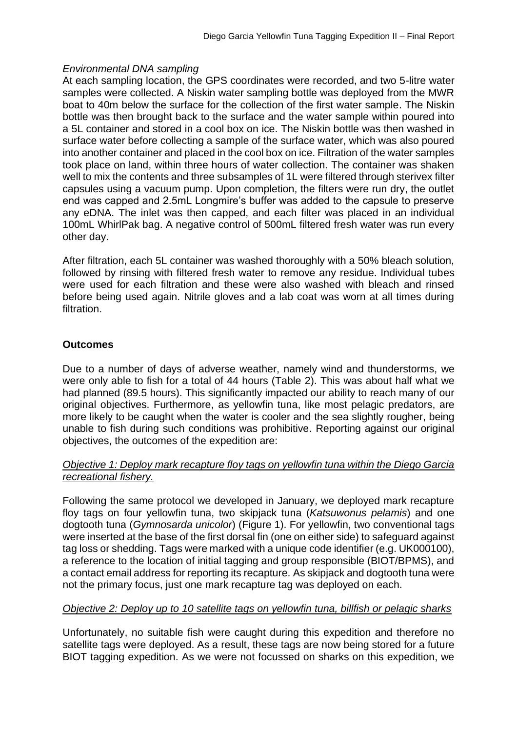*Environmental DNA sampling*

At each sampling location, the GPS coordinates were recorded, and two 5-litre water samples were collected. A Niskin water sampling bottle was deployed from the MWR boat to 40m below the surface for the collection of the first water sample. The Niskin bottle was then brought back to the surface and the water sample within poured into a 5L container and stored in a cool box on ice. The Niskin bottle was then washed in surface water before collecting a sample of the surface water, which was also poured into another container and placed in the cool box on ice. Filtration of the water samples took place on land, within three hours of water collection. The container was shaken well to mix the contents and three subsamples of 1L were filtered through sterivex filter capsules using a vacuum pump. Upon completion, the filters were run dry, the outlet end was capped and 2.5mL Longmire's buffer was added to the capsule to preserve any eDNA. The inlet was then capped, and each filter was placed in an individual 100mL WhirlPak bag. A negative control of 500mL filtered fresh water was run every other day.

After filtration, each 5L container was washed thoroughly with a 50% bleach solution, followed by rinsing with filtered fresh water to remove any residue. Individual tubes were used for each filtration and these were also washed with bleach and rinsed before being used again. Nitrile gloves and a lab coat was worn at all times during filtration.

## Outcomes

Due to a number of days of adverse weather, namely wind and thunderstorms, we were only able to fish for a total of 44 hours (Table 2). This was about half what we had planned (89.5 hours). This significantly impacted our ability to reach many of our original objectives. Furthermore, as yellowfin tuna, like most pelagic predators, are more likely to be caught when the water is cooler and the sea slightly rougher, being unable to fish during such conditions was prohibitive. Reporting against our original objectives, the outcomes of the expedition are:

*Objective 1: Deploy mark recapture floy tags on yellowfin tuna within the Diego Garcia recreational fishery.*

Following the same protocol we developed in January, we deployed mark recapture floy tags on four yellowfin tuna, two skipjack tuna (*Katsuwonus pelamis*) and one dogtooth tuna (*Gymnosarda unicolor*) (Figure 1). For yellowfin, two conventional tags were inserted at the base of the first dorsal fin (one on either side) to safeguard against tag loss or shedding. Tags were marked with a unique code identifier (e.g. UK000100), a reference to the location of initial tagging and group responsible (BIOT/BPMS), and a contact email address for reporting its recapture. As skipjack and dogtooth tuna were not the primary focus, just one mark recapture tag was deployed on each.

*Objective 2: Deploy up to 10 satellite tags on yellowfin tuna, billfish or pelagic sharks*

Unfortunately, no suitable fish were caught during this expedition and therefore no satellite tags were deployed. As a result, these tags are now being stored for a future BIOT tagging expedition. As we were not focussed on sharks on this expedition, we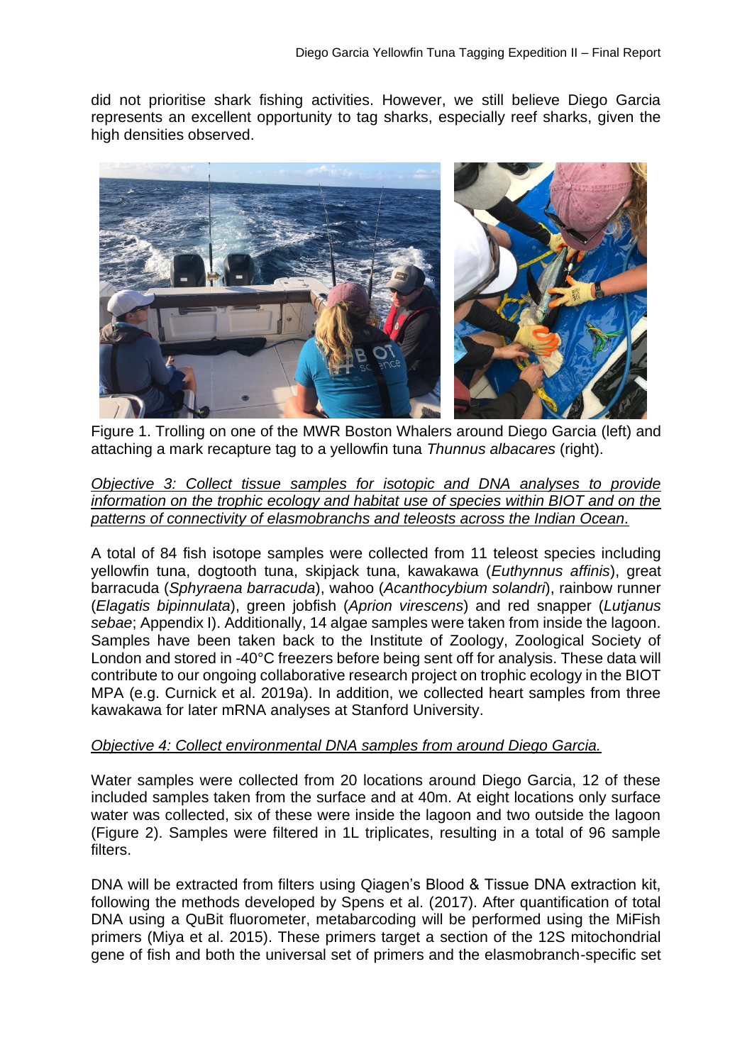did not prioritise shark fishing activities. However, we still believe Diego Garcia represents an excellent opportunity to tag sharks, especially reef sharks, given the high densities observed.

Figure 1. Trolling on one of the MWR Boston Whalers around Diego Garcia (left) and attaching a mark recapture tag to a yellowfin tuna *Thunnus albacares* (right).

*Objective 3: Collect tissue samples for isotopic and DNA analyses to provide information on the trophic ecology and habitat use of species within BIOT and on the patterns of connectivity of elasmobranchs and teleosts across the Indian Ocean.*

A total of 84 fish isotope samples were collected from 11 teleost species including yellowfin tuna, dogtooth tuna, skipjack tuna, kawakawa (*Euthynnus affinis*), great barracuda (*Sphyraena barracuda*), wahoo (*Acanthocybium solandri*), rainbow runner (*Elagatis bipinnulata*), green jobfish (*Aprion virescens*) and red snapper (*Lutjanus sebae*; Appendix I). Additionally, 14 algae samples were taken from inside the lagoon. Samples have been taken back to the Institute of Zoology, Zoological Society of London and stored in -40°C freezers before being sent off for analysis. These data will contribute to our ongoing collaborative research project on trophic ecology in the BIOT MPA (e.g. Curnick et al. 2019a). In addition, we collected heart samples from three kawakawa for later mRNA analyses at Stanford University.

*Objective 4: Collect environmental DNA samples from around Diego Garcia.*

Water samples were collected from 20 locations around Diego Garcia, 12 of these included samples taken from the surface and at 40m. At eight locations only surface water was collected, six of these were inside the lagoon and two outside the lagoon (Figure 2). Samples were filtered in 1L triplicates, resulting in a total of 96 sample filters.

DNA will be extracted from filters using Qiagen's Blood & Tissue DNA extraction kit, following the methods developed by Spens et al. (2017). After quantification of total DNA using a QuBit fluorometer, metabarcoding will be performed using the MiFish primers (Miya et al. 2015). These primers target a section of the 12S mitochondrial gene of fish and both the universal set of primers and the elasmobranch-specific set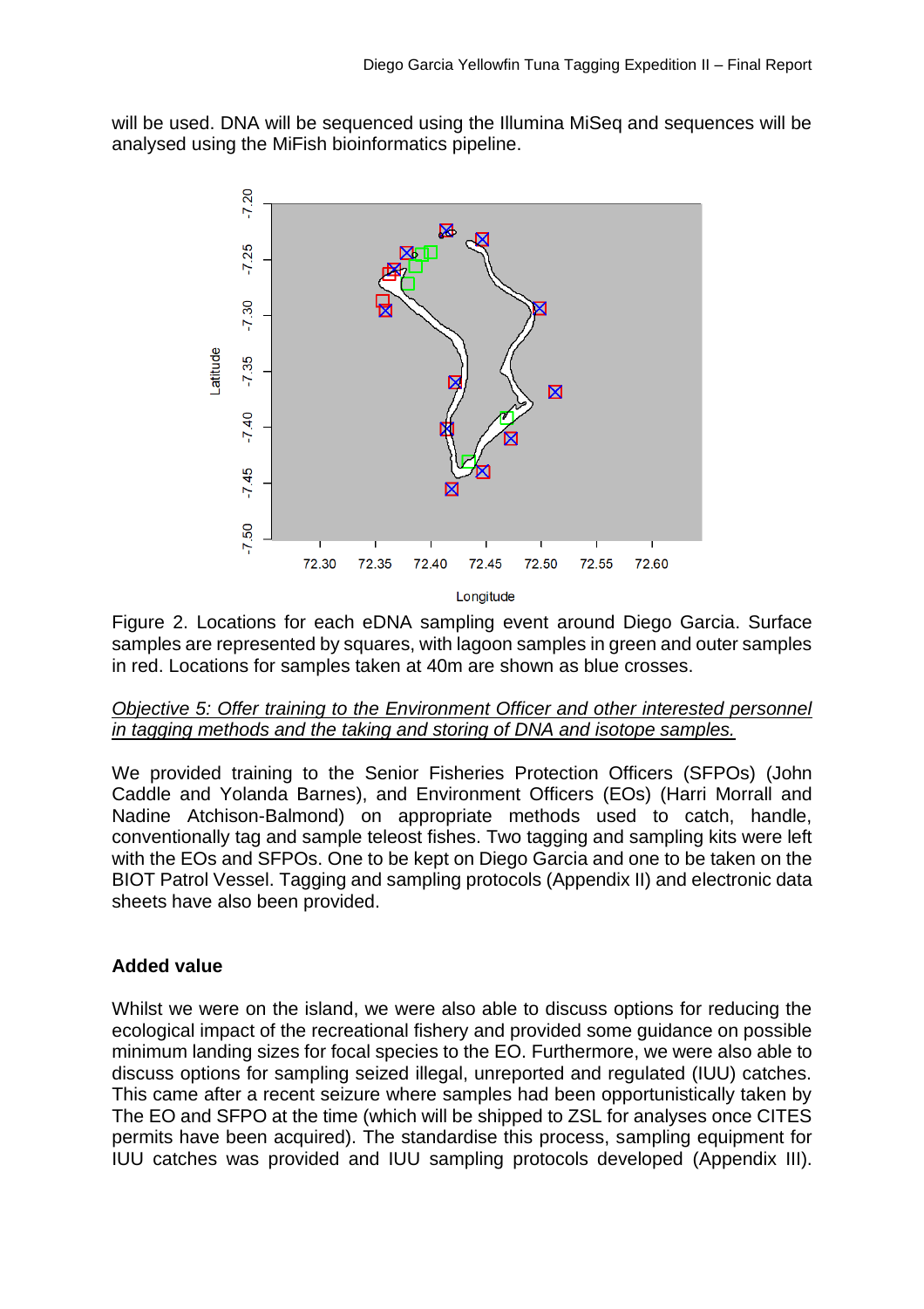will be used. DNA will be sequenced using the Illumina MiSeq and sequences will be analysed using the MiFish bioinformatics pipeline.

Figure 2. Locations for each eDNA sampling event around Diego Garcia. Surface samples are represented by squares, with lagoon samples in green and outer samples in red. Locations for samples taken at 40m are shown as blue crosses.

*Objective 5: Offer training to the Environment Officer and other interested personnel in tagging methods and the taking and storing of DNA and isotope samples.*

We provided training to the Senior Fisheries Protection Officers (SFPOs) (John Caddle and Yolanda Barnes), and Environment Officers (EOs) (Harri Morrall and Nadine Atchison-Balmond) on appropriate methods used to catch, handle, conventionally tag and sample teleost fishes. Two tagging and sampling kits were left with the EOs and SFPOs. One to be kept on Diego Garcia and one to be taken on the BIOT Patrol Vessel. Tagging and sampling protocols (Appendix II) and electronic data sheets have also been provided.

**Added value**

Whilst we were on the island, we were also able to discuss options for reducing the ecological impact of the recreational fishery and provided some guidance on possible minimum landing sizes for focal species to the EO. Furthermore, we were also able to discuss options for sampling seized illegal, unreported and regulated (IUU) catches. This came after a recent seizure where samples had been opportunistically taken by The EO and SFPO at the time (which will be shipped to ZSL for analyses once CITES permits have been acquired). The standardise this process, sampling equipment for IUU catches was provided and IUU sampling protocols developed (Appendix III).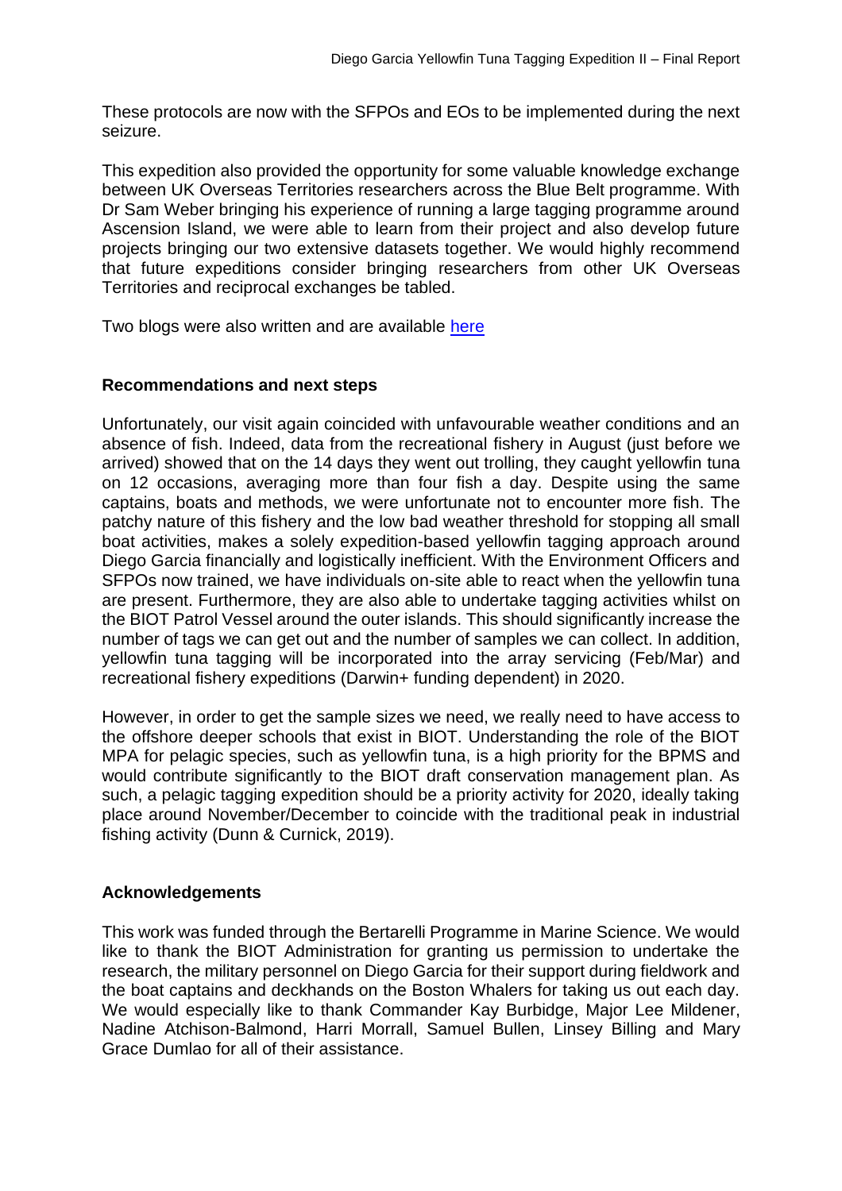These protocols are now with the SFPOs and EOs to be implemented during the next seizure.

This expedition also provided the opportunity for some valuable knowledge exchange between UK Overseas Territories researchers across the Blue Belt programme. With Dr Sam Weber bringing his experience of running a large tagging programme around Ascension Island, we were able to learn from their project and also develop future projects bringing our two extensive datasets together. We would highly recommend that future expeditions consider bringing researchers from other UK Overseas Territories and reciprocal exchanges be tabled.

Two blogs were also written and are available here

**Recommendations and next steps**

Unfortunately, our visit again coincided with unfavourable weather conditions and an absence of fish. Indeed, data from the recreational fishery in August (just before we arrived) showed that on the 14 days they went out trolling, they caught yellowfin tuna on 12 occasions, averaging more than four fish a day. Despite using the same captains, boats and methods, we were unfortunate not to encounter more fish. The patchy nature of this fishery and the low bad weather threshold for stopping all small boat activities, makes a solely expedition-based yellowfin tagging approach around Diego Garcia financially and logistically inefficient. With the Environment Officers and SFPOs now trained, we have individuals on-site able to react when the yellowfin tuna are present. Furthermore, they are also able to undertake tagging activities whilst on the BIOT Patrol Vessel around the outer islands. This should significantly increase the number of tags we can get out and the number of samples we can collect. In addition, yellowfin tuna tagging will be incorporated into the array servicing (Feb/Mar) and recreational fishery expeditions (Darwin+ funding dependent) in 2020.

However, in order to get the sample sizes we need, we really need to have access to the offshore deeper schools that exist in BIOT. Understanding the role of the BIOT MPA for pelagic species, such as yellowfin tuna, is a high priority for the BPMS and would contribute significantly to the BIOT draft conservation management plan. As such, a pelagic tagging expedition should be a priority activity for 2020, ideally taking place around November/December to coincide with the traditional peak in industrial fishing activity (Dunn & Curnick, 2019).

**Acknowledgements**

This work was funded through the Bertarelli Programme in Marine Science. We would like to thank the BIOT Administration for granting us permission to undertake the research, the military personnel on Diego Garcia for their support during fieldwork and the boat captains and deckhands on the Boston Whalers for taking us out each day. We would especially like to thank Commander Kay Burbidge, Major Lee Mildener, Nadine Atchison-Balmond, Harri Morrall, Samuel Bullen, Linsey Billing and Mary Grace Dumlao for all of their assistance.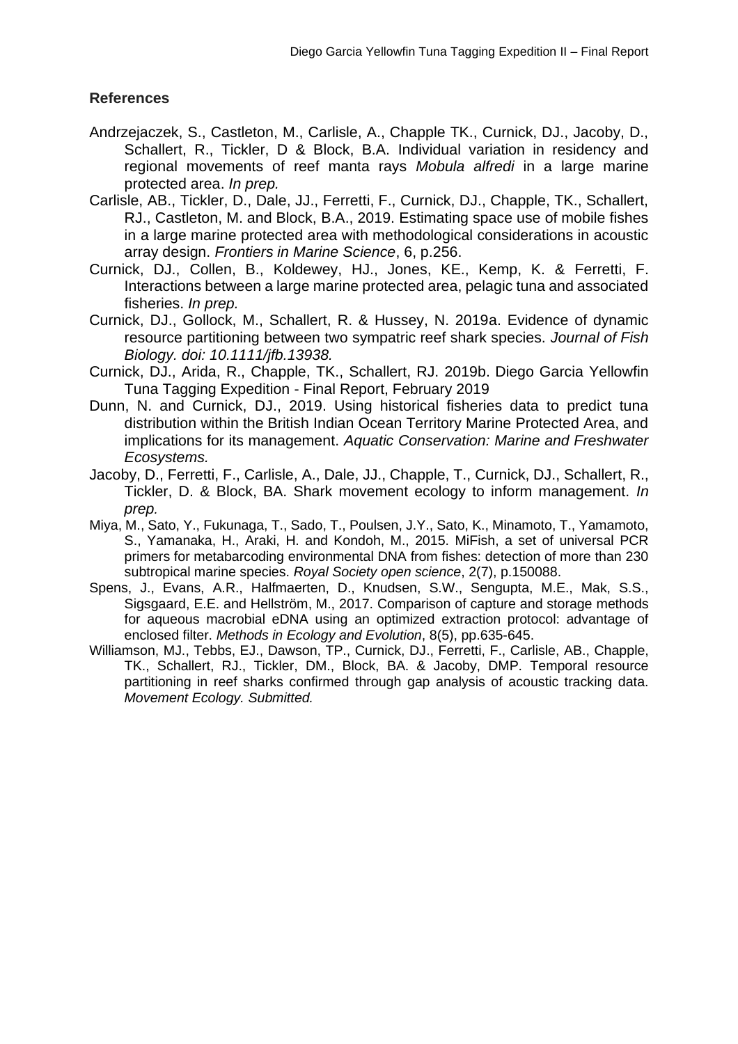## References

Andrzejaczek, S., Castleton, M., Carlisle, A., Chapple TK., Curnick, DJ., Jacoby, D., Schallert, R., Tickler, D & Block, B.A. Individual variation in residency and regional movements of reef manta rays *Mobula alfredi* in a large marine protected area. *In prep.*

Carlisle, AB., Tickler, D., Dale, JJ., Ferretti, F., Curnick, DJ., Chapple, TK., Schallert, RJ., Castleton, M. and Block, B.A., 2019. Estimating space use of mobile fishes in a large marine protected area with methodological considerations in acoustic array design. *Frontiers in Marine Science*, 6, p.256.

Curnick, DJ., Collen, B., Koldewey, HJ., Jones, KE., Kemp, K. & Ferretti, F. Interactions between a large marine protected area, pelagic tuna and associated fisheries. *In prep.*

Curnick, DJ., Gollock, M., Schallert, R. & Hussey, N. 2019a. Evidence of dynamic resource partitioning between two sympatric reef shark species. *Journal of Fish Biology. doi: 10.1111/jfb.13938.*

Curnick, DJ., Arida, R., Chapple, TK., Schallert, RJ. 2019b. Diego Garcia Yellowfin Tuna Tagging Expedition - Final Report, February 2019

Dunn, N. and Curnick, DJ., 2019. Using historical fisheries data to predict tuna distribution within the British Indian Ocean Territory Marine Protected Area, and implications for its management. *Aquatic Conservation: Marine and Freshwater Ecosystems.*

Jacoby, D., Ferretti, F., Carlisle, A., Dale, JJ., Chapple, T., Curnick, DJ., Schallert, R., Tickler, D. & Block, BA. Shark movement ecology to inform management. *In prep.*

Miya, M., Sato, Y., Fukunaga, T., Sado, T., Poulsen, J.Y., Sato, K., Minamoto, T., Yamamoto, S., Yamanaka, H., Araki, H. and Kondoh, M., 2015. MiFish, a set of universal PCR primers for metabarcoding environmental DNA from fishes: detection of more than 230 subtropical marine species. *Royal Society open science*, 2(7), p.150088.

Spens, J., Evans, A.R., Halfmaerten, D., Knudsen, S.W., Sengupta, M.E., Mak, S.S., Sigsgaard, E.E. and Hellström, M., 2017. Comparison of capture and storage methods for aqueous macrobial eDNA using an optimized extraction protocol: advantage of enclosed filter. *Methods in Ecology and Evolution*, 8(5), pp.635-645.

Williamson, MJ., Tebbs, EJ., Dawson, TP., Curnick, DJ., Ferretti, F., Carlisle, AB., Chapple, TK., Schallert, RJ., Tickler, DM., Block, BA. & Jacoby, DMP. Temporal resource partitioning in reef sharks confirmed through gap analysis of acoustic tracking data. *Movement Ecology. Submitted.*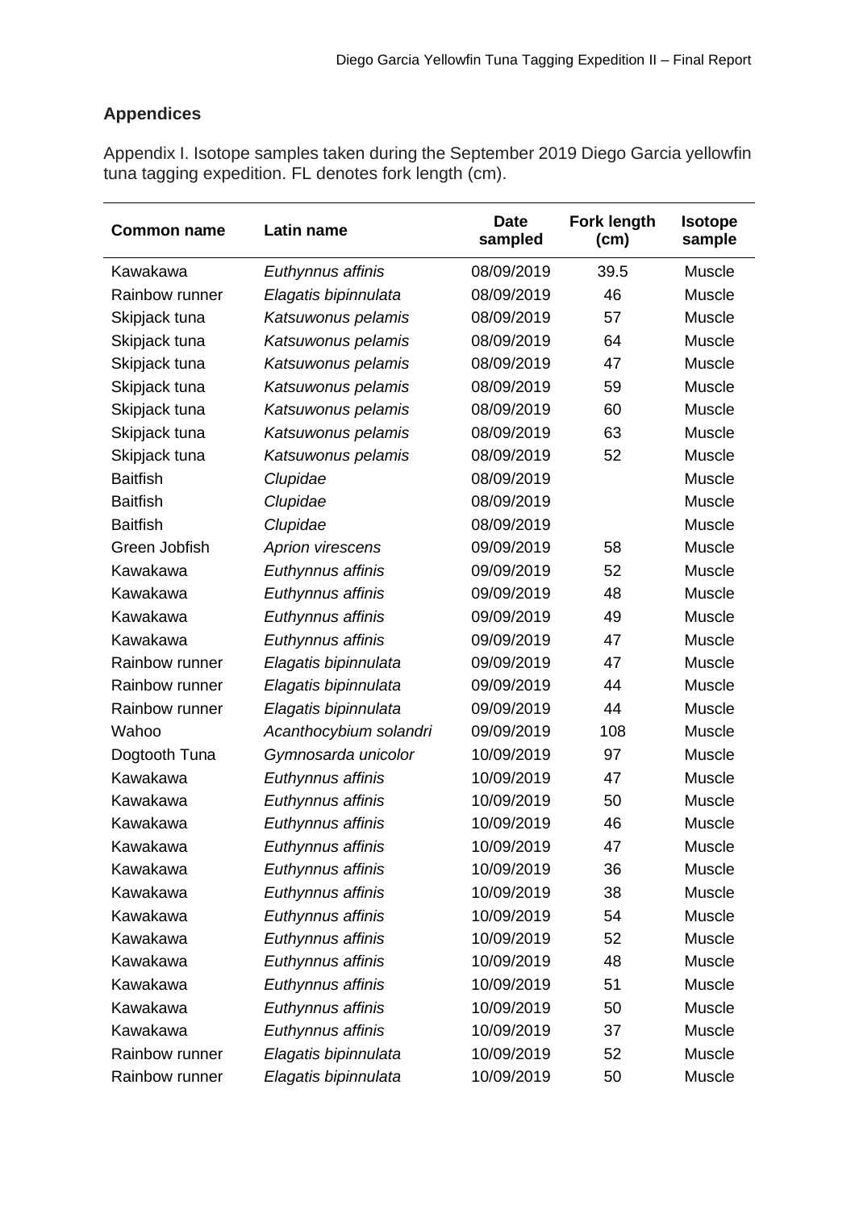## Appendices

Appendix I. Isotope samples taken during the September 2019 Diego Garcia yellowfin tuna tagging expedition. FL denotes fork length (cm).

| Common name | Latin name | Date sampled | Fork length (cm) | Isotope sample |
|---|---|---|---|---|
| Kawakawa | *Euthynnus affinis* | 08/09/2019 | 39.5 | Muscle |
| Rainbow runner | *Elagatis bipinnulata* | 08/09/2019 | 46 | Muscle |
| Skipjack tuna | *Katsuwonus pelamis* | 08/09/2019 | 57 | Muscle |
| Skipjack tuna | *Katsuwonus pelamis* | 08/09/2019 | 64 | Muscle |
| Skipjack tuna | *Katsuwonus pelamis* | 08/09/2019 | 47 | Muscle |
| Skipjack tuna | *Katsuwonus pelamis* | 08/09/2019 | 59 | Muscle |
| Skipjack tuna | *Katsuwonus pelamis* | 08/09/2019 | 60 | Muscle |
| Skipjack tuna | *Katsuwonus pelamis* | 08/09/2019 | 63 | Muscle |
| Skipjack tuna | *Katsuwonus pelamis* | 08/09/2019 | 52 | Muscle |
| Baitfish | *Clupidae* | 08/09/2019 | | Muscle |
| Baitfish | *Clupidae* | 08/09/2019 | | Muscle |
| Baitfish | *Clupidae* | 08/09/2019 | | Muscle |
| Green Jobfish | *Aprion virescens* | 09/09/2019 | 58 | Muscle |
| Kawakawa | *Euthynnus affinis* | 09/09/2019 | 52 | Muscle |
| Kawakawa | *Euthynnus affinis* | 09/09/2019 | 48 | Muscle |
| Kawakawa | *Euthynnus affinis* | 09/09/2019 | 49 | Muscle |
| Kawakawa | *Euthynnus affinis* | 09/09/2019 | 47 | Muscle |
| Rainbow runner | *Elagatis bipinnulata* | 09/09/2019 | 47 | Muscle |
| Rainbow runner | *Elagatis bipinnulata* | 09/09/2019 | 44 | Muscle |
| Rainbow runner | *Elagatis bipinnulata* | 09/09/2019 | 44 | Muscle |
| Wahoo | *Acanthocybium solandri* | 09/09/2019 | 108 | Muscle |
| Dogtooth Tuna | *Gymnosarda unicolor* | 10/09/2019 | 97 | Muscle |
| Kawakawa | *Euthynnus affinis* | 10/09/2019 | 47 | Muscle |
| Kawakawa | *Euthynnus affinis* | 10/09/2019 | 50 | Muscle |
| Kawakawa | *Euthynnus affinis* | 10/09/2019 | 46 | Muscle |
| Kawakawa | *Euthynnus affinis* | 10/09/2019 | 47 | Muscle |
| Kawakawa | *Euthynnus affinis* | 10/09/2019 | 36 | Muscle |
| Kawakawa | *Euthynnus affinis* | 10/09/2019 | 38 | Muscle |
| Kawakawa | *Euthynnus affinis* | 10/09/2019 | 54 | Muscle |
| Kawakawa | *Euthynnus affinis* | 10/09/2019 | 52 | Muscle |
| Kawakawa | *Euthynnus affinis* | 10/09/2019 | 48 | Muscle |
| Kawakawa | *Euthynnus affinis* | 10/09/2019 | 51 | Muscle |
| Kawakawa | *Euthynnus affinis* | 10/09/2019 | 50 | Muscle |
| Kawakawa | *Euthynnus affinis* | 10/09/2019 | 37 | Muscle |
| Rainbow runner | *Elagatis bipinnulata* | 10/09/2019 | 52 | Muscle |
| Rainbow runner | *Elagatis bipinnulata* | 10/09/2019 | 50 | Muscle |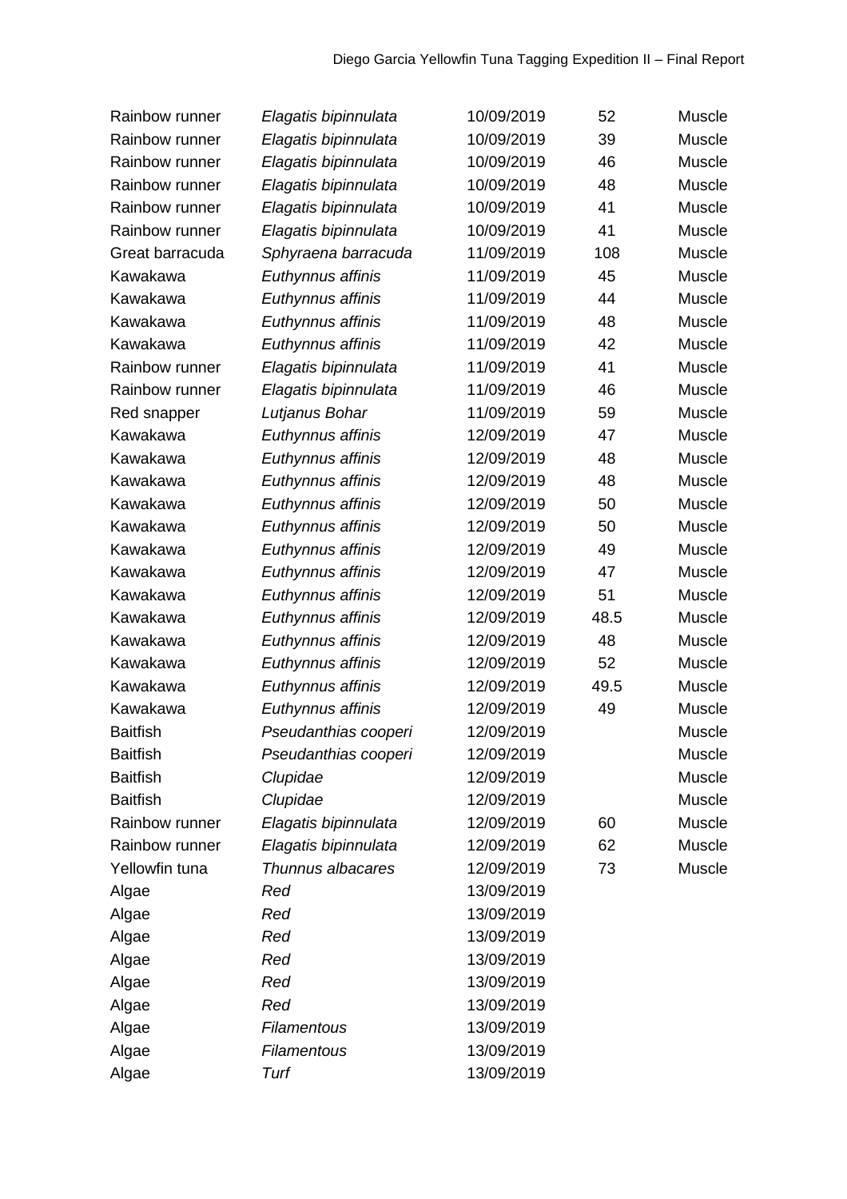| | | | | |
|---|---|---|---|---|
| Rainbow runner | *Elagatis bipinnulata* | 10/09/2019 | 52 | Muscle |
| Rainbow runner | *Elagatis bipinnulata* | 10/09/2019 | 39 | Muscle |
| Rainbow runner | *Elagatis bipinnulata* | 10/09/2019 | 46 | Muscle |
| Rainbow runner | *Elagatis bipinnulata* | 10/09/2019 | 48 | Muscle |
| Rainbow runner | *Elagatis bipinnulata* | 10/09/2019 | 41 | Muscle |
| Rainbow runner | *Elagatis bipinnulata* | 10/09/2019 | 41 | Muscle |
| Great barracuda | *Sphyraena barracuda* | 11/09/2019 | 108 | Muscle |
| Kawakawa | *Euthynnus affinis* | 11/09/2019 | 45 | Muscle |
| Kawakawa | *Euthynnus affinis* | 11/09/2019 | 44 | Muscle |
| Kawakawa | *Euthynnus affinis* | 11/09/2019 | 48 | Muscle |
| Kawakawa | *Euthynnus affinis* | 11/09/2019 | 42 | Muscle |
| Rainbow runner | *Elagatis bipinnulata* | 11/09/2019 | 41 | Muscle |
| Rainbow runner | *Elagatis bipinnulata* | 11/09/2019 | 46 | Muscle |
| Red snapper | *Lutjanus Bohar* | 11/09/2019 | 59 | Muscle |
| Kawakawa | *Euthynnus affinis* | 12/09/2019 | 47 | Muscle |
| Kawakawa | *Euthynnus affinis* | 12/09/2019 | 48 | Muscle |
| Kawakawa | *Euthynnus affinis* | 12/09/2019 | 48 | Muscle |
| Kawakawa | *Euthynnus affinis* | 12/09/2019 | 50 | Muscle |
| Kawakawa | *Euthynnus affinis* | 12/09/2019 | 50 | Muscle |
| Kawakawa | *Euthynnus affinis* | 12/09/2019 | 49 | Muscle |
| Kawakawa | *Euthynnus affinis* | 12/09/2019 | 47 | Muscle |
| Kawakawa | *Euthynnus affinis* | 12/09/2019 | 51 | Muscle |
| Kawakawa | *Euthynnus affinis* | 12/09/2019 | 48.5 | Muscle |
| Kawakawa | *Euthynnus affinis* | 12/09/2019 | 48 | Muscle |
| Kawakawa | *Euthynnus affinis* | 12/09/2019 | 52 | Muscle |
| Kawakawa | *Euthynnus affinis* | 12/09/2019 | 49.5 | Muscle |
| Kawakawa | *Euthynnus affinis* | 12/09/2019 | 49 | Muscle |
| Baitfish | *Pseudanthias cooperi* | 12/09/2019 | | Muscle |
| Baitfish | *Pseudanthias cooperi* | 12/09/2019 | | Muscle |
| Baitfish | *Clupidae* | 12/09/2019 | | Muscle |
| Baitfish | *Clupidae* | 12/09/2019 | | Muscle |
| Rainbow runner | *Elagatis bipinnulata* | 12/09/2019 | 60 | Muscle |
| Rainbow runner | *Elagatis bipinnulata* | 12/09/2019 | 62 | Muscle |
| Yellowfin tuna | *Thunnus albacares* | 12/09/2019 | 73 | Muscle |
| Algae | *Red* | 13/09/2019 | | |
| Algae | *Red* | 13/09/2019 | | |
| Algae | *Red* | 13/09/2019 | | |
| Algae | *Red* | 13/09/2019 | | |
| Algae | *Red* | 13/09/2019 | | |
| Algae | *Red* | 13/09/2019 | | |
| Algae | *Filamentous* | 13/09/2019 | | |
| Algae | *Filamentous* | 13/09/2019 | | |
| Algae | *Turf* | 13/09/2019 | | |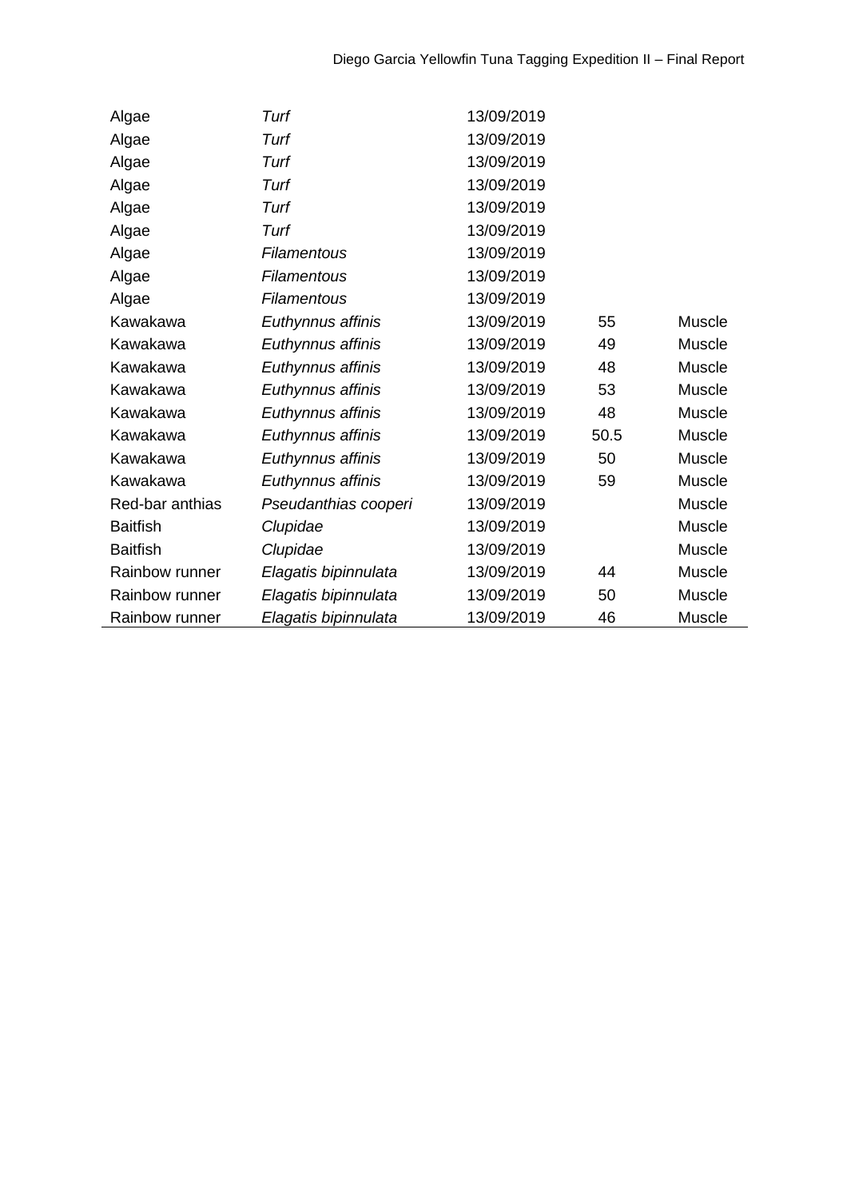| | | | | |
|---|---|---|---|---|
| Algae | *Turf* | 13/09/2019 | | |
| Algae | *Turf* | 13/09/2019 | | |
| Algae | *Turf* | 13/09/2019 | | |
| Algae | *Turf* | 13/09/2019 | | |
| Algae | *Turf* | 13/09/2019 | | |
| Algae | *Turf* | 13/09/2019 | | |
| Algae | *Filamentous* | 13/09/2019 | | |
| Algae | *Filamentous* | 13/09/2019 | | |
| Algae | *Filamentous* | 13/09/2019 | | |
| Kawakawa | *Euthynnus affinis* | 13/09/2019 | 55 | Muscle |
| Kawakawa | *Euthynnus affinis* | 13/09/2019 | 49 | Muscle |
| Kawakawa | *Euthynnus affinis* | 13/09/2019 | 48 | Muscle |
| Kawakawa | *Euthynnus affinis* | 13/09/2019 | 53 | Muscle |
| Kawakawa | *Euthynnus affinis* | 13/09/2019 | 48 | Muscle |
| Kawakawa | *Euthynnus affinis* | 13/09/2019 | 50.5 | Muscle |
| Kawakawa | *Euthynnus affinis* | 13/09/2019 | 50 | Muscle |
| Kawakawa | *Euthynnus affinis* | 13/09/2019 | 59 | Muscle |
| Red-bar anthias | *Pseudanthias cooperi* | 13/09/2019 | | Muscle |
| Baitfish | *Clupidae* | 13/09/2019 | | Muscle |
| Baitfish | *Clupidae* | 13/09/2019 | | Muscle |
| Rainbow runner | *Elagatis bipinnulata* | 13/09/2019 | 44 | Muscle |
| Rainbow runner | *Elagatis bipinnulata* | 13/09/2019 | 50 | Muscle |
| Rainbow runner | *Elagatis bipinnulata* | 13/09/2019 | 46 | Muscle |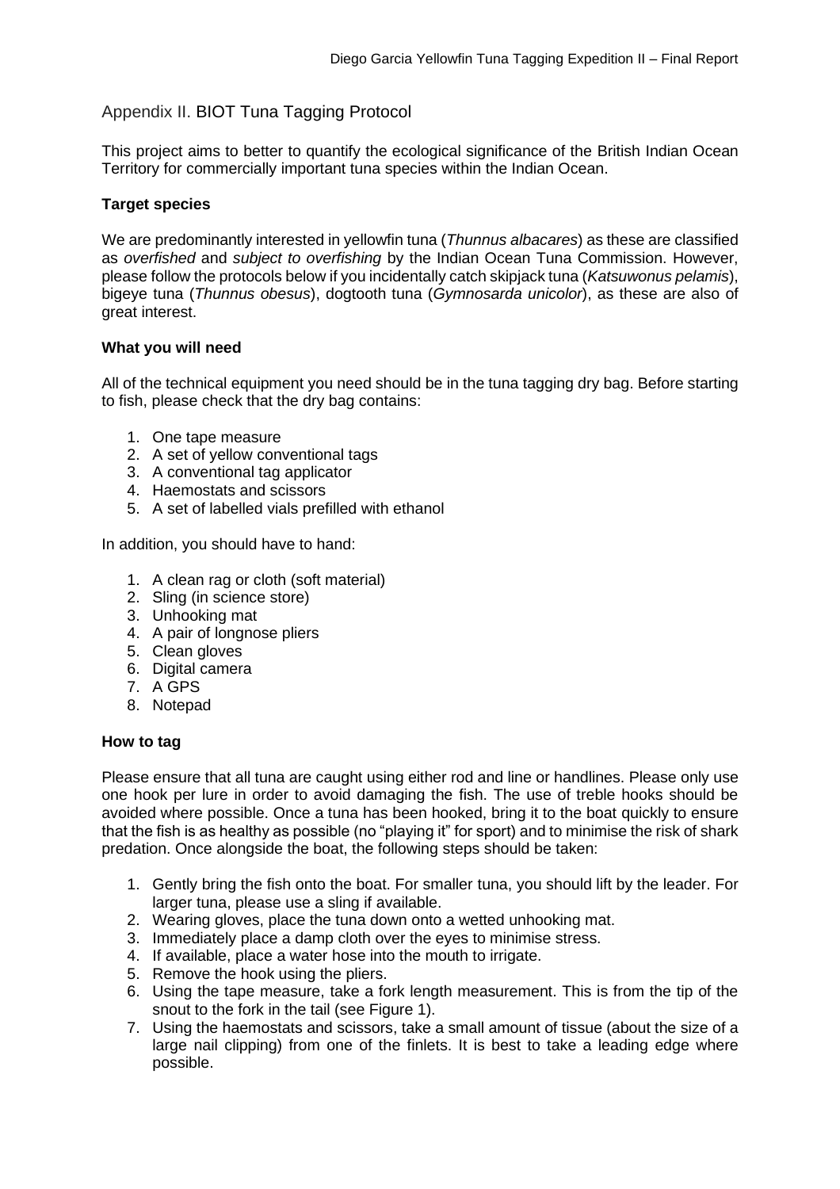## Appendix II. BIOT Tuna Tagging Protocol

This project aims to better to quantify the ecological significance of the British Indian Ocean Territory for commercially important tuna species within the Indian Ocean.

**Target species**

We are predominantly interested in yellowfin tuna (*Thunnus albacares*) as these are classified as *overfished* and *subject to overfishing* by the Indian Ocean Tuna Commission. However, please follow the protocols below if you incidentally catch skipjack tuna (*Katsuwonus pelamis*), bigeye tuna (*Thunnus obesus*), dogtooth tuna (*Gymnosarda unicolor*), as these are also of great interest.

**What you will need**

All of the technical equipment you need should be in the tuna tagging dry bag. Before starting to fish, please check that the dry bag contains:

1. One tape measure
2. A set of yellow conventional tags
3. A conventional tag applicator
4. Haemostats and scissors
5. A set of labelled vials prefilled with ethanol

In addition, you should have to hand:

1. A clean rag or cloth (soft material)
2. Sling (in science store)
3. Unhooking mat
4. A pair of longnose pliers
5. Clean gloves
6. Digital camera
7. A GPS
8. Notepad

**How to tag**

Please ensure that all tuna are caught using either rod and line or handlines. Please only use one hook per lure in order to avoid damaging the fish. The use of treble hooks should be avoided where possible. Once a tuna has been hooked, bring it to the boat quickly to ensure that the fish is as healthy as possible (no "playing it" for sport) and to minimise the risk of shark predation. Once alongside the boat, the following steps should be taken:

1. Gently bring the fish onto the boat. For smaller tuna, you should lift by the leader. For larger tuna, please use a sling if available.
2. Wearing gloves, place the tuna down onto a wetted unhooking mat.
3. Immediately place a damp cloth over the eyes to minimise stress.
4. If available, place a water hose into the mouth to irrigate.
5. Remove the hook using the pliers.
6. Using the tape measure, take a fork length measurement. This is from the tip of the snout to the fork in the tail (see Figure 1).
7. Using the haemostats and scissors, take a small amount of tissue (about the size of a large nail clipping) from one of the finlets. It is best to take a leading edge where possible.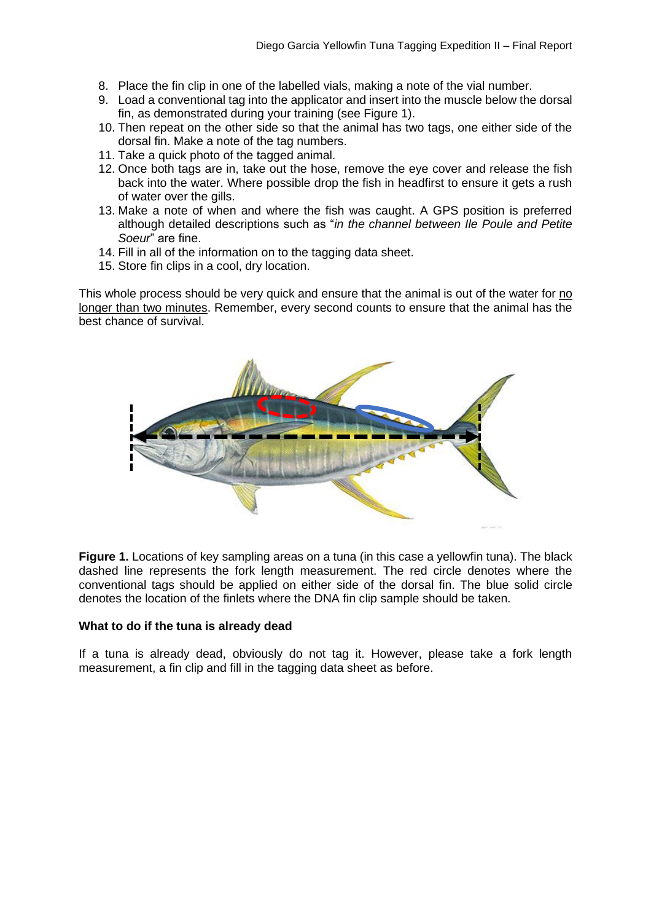8. Place the fin clip in one of the labelled vials, making a note of the vial number.
9. Load a conventional tag into the applicator and insert into the muscle below the dorsal fin, as demonstrated during your training (see Figure 1).
10. Then repeat on the other side so that the animal has two tags, one either side of the dorsal fin. Make a note of the tag numbers.
11. Take a quick photo of the tagged animal.
12. Once both tags are in, take out the hose, remove the eye cover and release the fish back into the water. Where possible drop the fish in headfirst to ensure it gets a rush of water over the gills.
13. Make a note of when and where the fish was caught. A GPS position is preferred although detailed descriptions such as "*in the channel between Ile Poule and Petite Soeur*" are fine.
14. Fill in all of the information on to the tagging data sheet.
15. Store fin clips in a cool, dry location.

This whole process should be very quick and ensure that the animal is out of the water for no longer than two minutes. Remember, every second counts to ensure that the animal has the best chance of survival.

**Figure 1.** Locations of key sampling areas on a tuna (in this case a yellowfin tuna). The black dashed line represents the fork length measurement. The red circle denotes where the conventional tags should be applied on either side of the dorsal fin. The blue solid circle denotes the location of the finlets where the DNA fin clip sample should be taken.

**What to do if the tuna is already dead**

If a tuna is already dead, obviously do not tag it. However, please take a fork length measurement, a fin clip and fill in the tagging data sheet as before.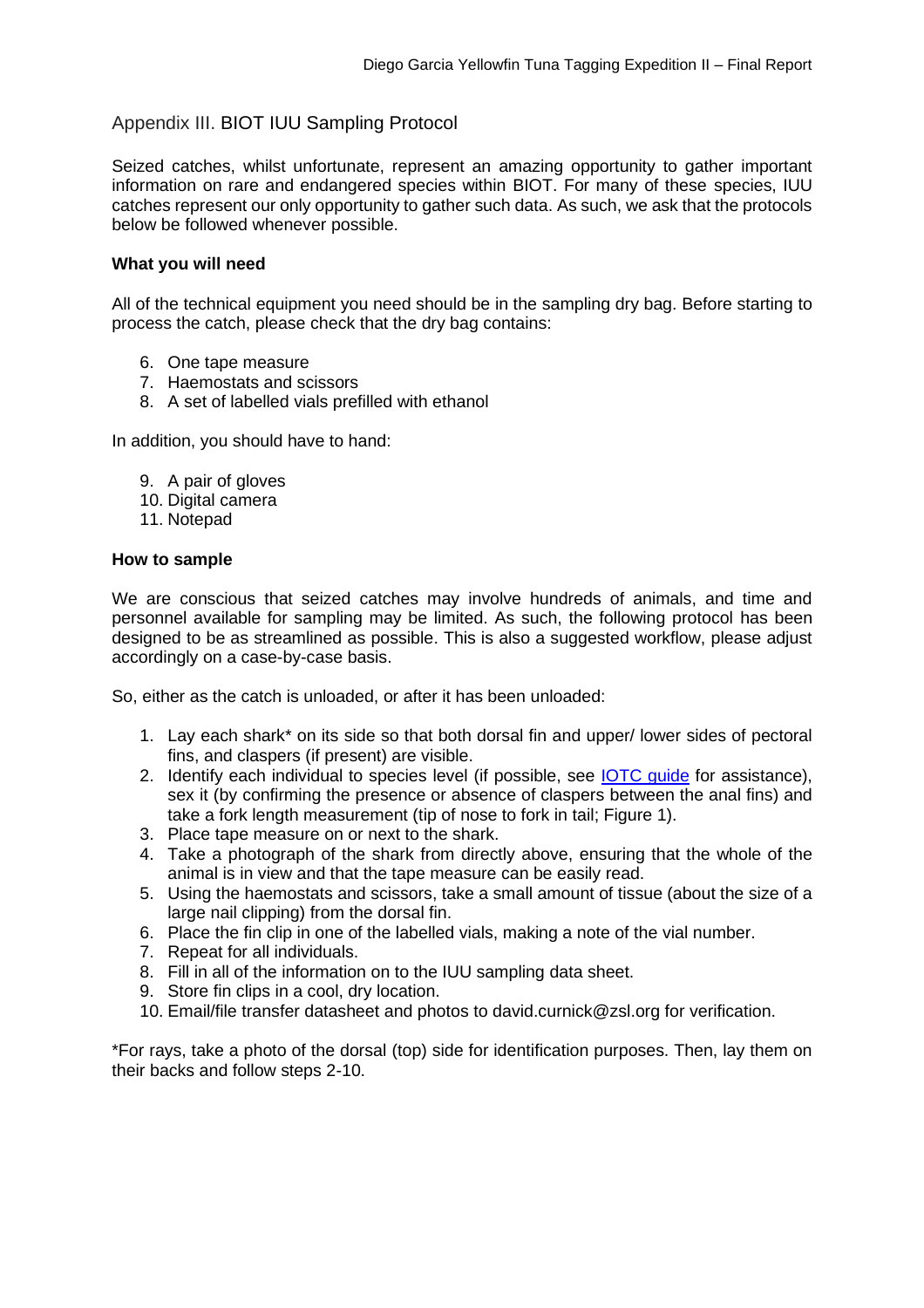## Appendix III. BIOT IUU Sampling Protocol

Seized catches, whilst unfortunate, represent an amazing opportunity to gather important information on rare and endangered species within BIOT. For many of these species, IUU catches represent our only opportunity to gather such data. As such, we ask that the protocols below be followed whenever possible.

**What you will need**

All of the technical equipment you need should be in the sampling dry bag. Before starting to process the catch, please check that the dry bag contains:

6. One tape measure
7. Haemostats and scissors
8. A set of labelled vials prefilled with ethanol

In addition, you should have to hand:

9. A pair of gloves
10. Digital camera
11. Notepad

**How to sample**

We are conscious that seized catches may involve hundreds of animals, and time and personnel available for sampling may be limited. As such, the following protocol has been designed to be as streamlined as possible. This is also a suggested workflow, please adjust accordingly on a case-by-case basis.

So, either as the catch is unloaded, or after it has been unloaded:

1. Lay each shark* on its side so that both dorsal fin and upper/ lower sides of pectoral fins, and claspers (if present) are visible.
2. Identify each individual to species level (if possible, see IOTC guide for assistance), sex it (by confirming the presence or absence of claspers between the anal fins) and take a fork length measurement (tip of nose to fork in tail; Figure 1).
3. Place tape measure on or next to the shark.
4. Take a photograph of the shark from directly above, ensuring that the whole of the animal is in view and that the tape measure can be easily read.
5. Using the haemostats and scissors, take a small amount of tissue (about the size of a large nail clipping) from the dorsal fin.
6. Place the fin clip in one of the labelled vials, making a note of the vial number.
7. Repeat for all individuals.
8. Fill in all of the information on to the IUU sampling data sheet.
9. Store fin clips in a cool, dry location.
10. Email/file transfer datasheet and photos to david.curnick@zsl.org for verification.

*For rays, take a photo of the dorsal (top) side for identification purposes. Then, lay them on their backs and follow steps 2-10.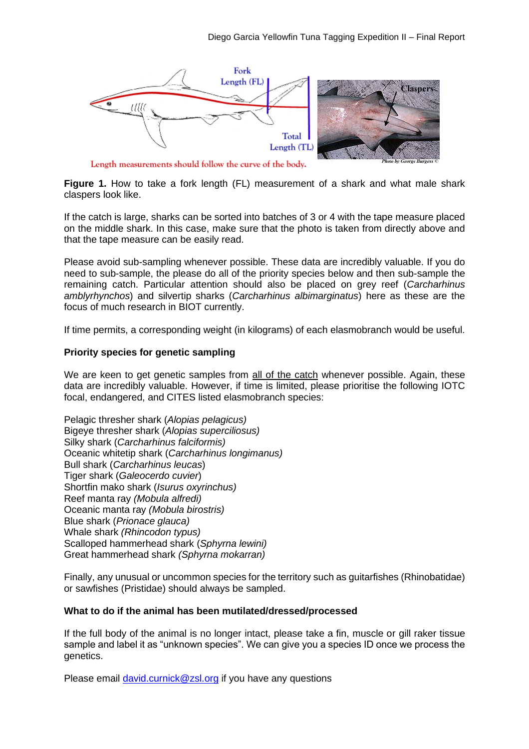Fork Length (FL)

Total Length (TL)

Length measurements should follow the curve of the body.

Claspers

Photo by George Burgess ©

**Figure 1.** How to take a fork length (FL) measurement of a shark and what male shark claspers look like.

If the catch is large, sharks can be sorted into batches of 3 or 4 with the tape measure placed on the middle shark. In this case, make sure that the photo is taken from directly above and that the tape measure can be easily read.

Please avoid sub-sampling whenever possible. These data are incredibly valuable. If you do need to sub-sample, the please do all of the priority species below and then sub-sample the remaining catch. Particular attention should also be placed on grey reef (*Carcharhinus amblyrhynchos*) and silvertip sharks (*Carcharhinus albimarginatus*) here as these are the focus of much research in BIOT currently.

If time permits, a corresponding weight (in kilograms) of each elasmobranch would be useful.

**Priority species for genetic sampling**

We are keen to get genetic samples from <u>all of the catch</u> whenever possible. Again, these data are incredibly valuable. However, if time is limited, please prioritise the following IOTC focal, endangered, and CITES listed elasmobranch species:

Pelagic thresher shark (*Alopias pelagicus)*
Bigeye thresher shark (*Alopias superciliosus)*
Silky shark (*Carcharhinus falciformis)*
Oceanic whitetip shark (*Carcharhinus longimanus)*
Bull shark (*Carcharhinus leucas*)
Tiger shark (*Galeocerdo cuvier*)
Shortfin mako shark (*Isurus oxyrinchus)*
Reef manta ray *(Mobula alfredi)*
Oceanic manta ray *(Mobula birostris)*
Blue shark (*Prionace glauca)*
Whale shark *(Rhincodon typus)*
Scalloped hammerhead shark (*Sphyrna lewini)*
Great hammerhead shark *(Sphyrna mokarran)*

Finally, any unusual or uncommon species for the territory such as guitarfishes (Rhinobatidae) or sawfishes (Pristidae) should always be sampled.

**What to do if the animal has been mutilated/dressed/processed**

If the full body of the animal is no longer intact, please take a fin, muscle or gill raker tissue sample and label it as "unknown species". We can give you a species ID once we process the genetics.

Please email [david.curnick@zsl.org](mailto:david.curnick@zsl.org) if you have any questions